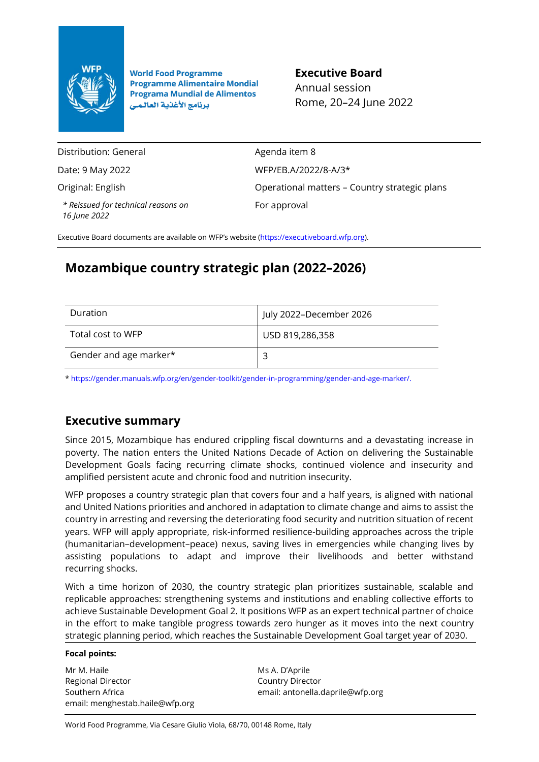World Food Programme
Programme Alimentaire Mondial
Programa Mundial de Alimentos
برنامج الأغذية العالمي

**Executive Board**
Annual session
Rome, 20–24 June 2022

| | |
|---|---|
| Distribution: General | Agenda item 8 |
| Date: 9 May 2022 | WFP/EB.A/2022/8-A/3* |
| Original: English | Operational matters – Country strategic plans |
| *\* Reissued for technical reasons on 16 June 2022* | For approval |

Executive Board documents are available on WFP's website (https://executiveboard.wfp.org).

# Mozambique country strategic plan (2022–2026)

| | |
|---|---|
| Duration | July 2022–December 2026 |
| Total cost to WFP | USD 819,286,358 |
| Gender and age marker* | 3 |

\* https://gender.manuals.wfp.org/en/gender-toolkit/gender-in-programming/gender-and-age-marker/.

## Executive summary

Since 2015, Mozambique has endured crippling fiscal downturns and a devastating increase in poverty. The nation enters the United Nations Decade of Action on delivering the Sustainable Development Goals facing recurring climate shocks, continued violence and insecurity and amplified persistent acute and chronic food and nutrition insecurity.

WFP proposes a country strategic plan that covers four and a half years, is aligned with national and United Nations priorities and anchored in adaptation to climate change and aims to assist the country in arresting and reversing the deteriorating food security and nutrition situation of recent years. WFP will apply appropriate, risk-informed resilience-building approaches across the triple (humanitarian–development–peace) nexus, saving lives in emergencies while changing lives by assisting populations to adapt and improve their livelihoods and better withstand recurring shocks.

With a time horizon of 2030, the country strategic plan prioritizes sustainable, scalable and replicable approaches: strengthening systems and institutions and enabling collective efforts to achieve Sustainable Development Goal 2. It positions WFP as an expert technical partner of choice in the effort to make tangible progress towards zero hunger as it moves into the next country strategic planning period, which reaches the Sustainable Development Goal target year of 2030.

**Focal points:**

Mr M. Haile
Regional Director
Southern Africa
email: menghestab.haile@wfp.org

Ms A. D'Aprile
Country Director
email: antonella.daprile@wfp.org

World Food Programme, Via Cesare Giulio Viola, 68/70, 00148 Rome, Italy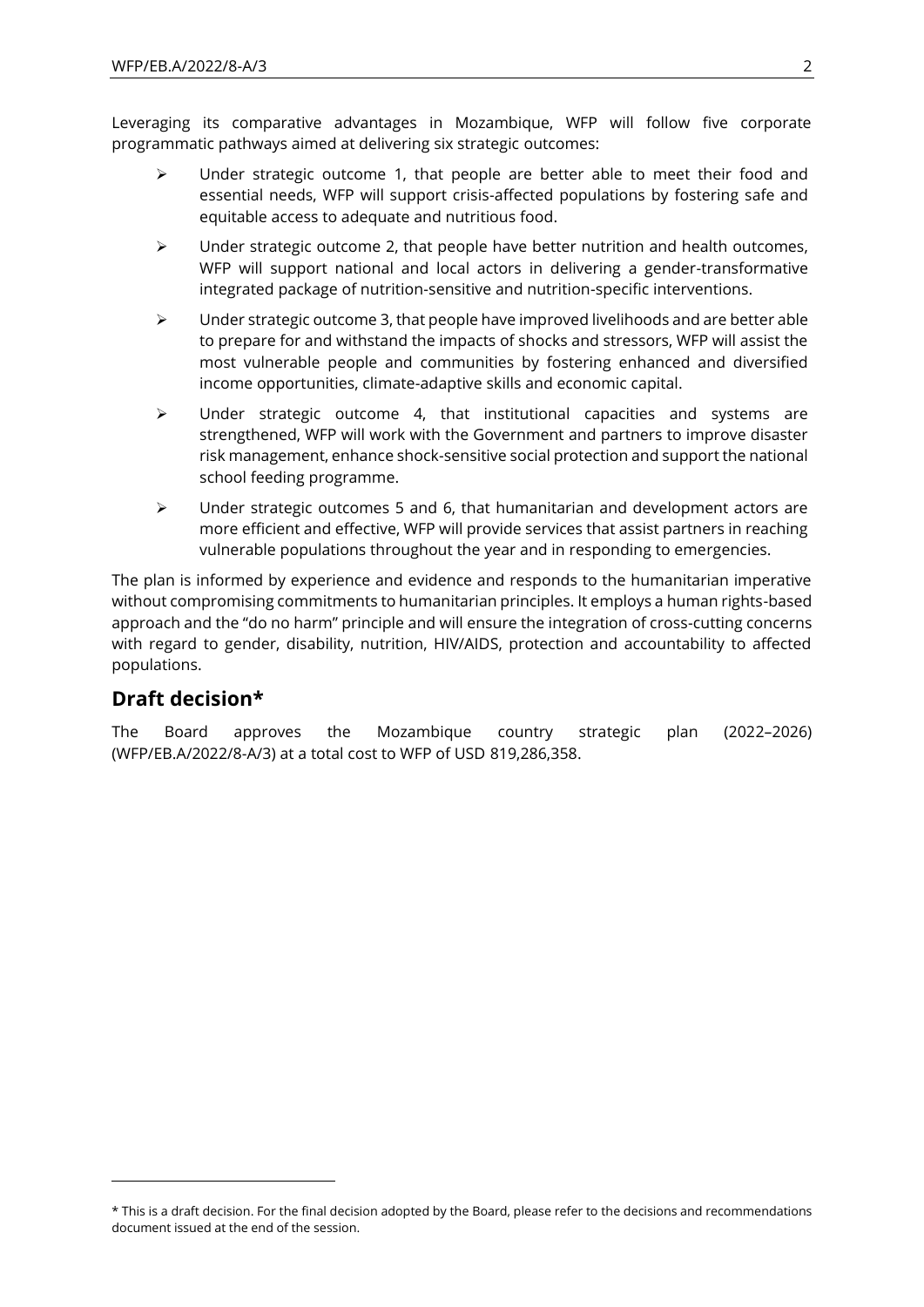Leveraging its comparative advantages in Mozambique, WFP will follow five corporate programmatic pathways aimed at delivering six strategic outcomes:

- Under strategic outcome 1, that people are better able to meet their food and essential needs, WFP will support crisis-affected populations by fostering safe and equitable access to adequate and nutritious food.
- Under strategic outcome 2, that people have better nutrition and health outcomes, WFP will support national and local actors in delivering a gender-transformative integrated package of nutrition-sensitive and nutrition-specific interventions.
- Under strategic outcome 3, that people have improved livelihoods and are better able to prepare for and withstand the impacts of shocks and stressors, WFP will assist the most vulnerable people and communities by fostering enhanced and diversified income opportunities, climate-adaptive skills and economic capital.
- Under strategic outcome 4, that institutional capacities and systems are strengthened, WFP will work with the Government and partners to improve disaster risk management, enhance shock-sensitive social protection and support the national school feeding programme.
- Under strategic outcomes 5 and 6, that humanitarian and development actors are more efficient and effective, WFP will provide services that assist partners in reaching vulnerable populations throughout the year and in responding to emergencies.

The plan is informed by experience and evidence and responds to the humanitarian imperative without compromising commitments to humanitarian principles. It employs a human rights-based approach and the "do no harm" principle and will ensure the integration of cross-cutting concerns with regard to gender, disability, nutrition, HIV/AIDS, protection and accountability to affected populations.

## Draft decision*

The Board approves the Mozambique country strategic plan (2022–2026) (WFP/EB.A/2022/8-A/3) at a total cost to WFP of USD 819,286,358.

* This is a draft decision. For the final decision adopted by the Board, please refer to the decisions and recommendations document issued at the end of the session.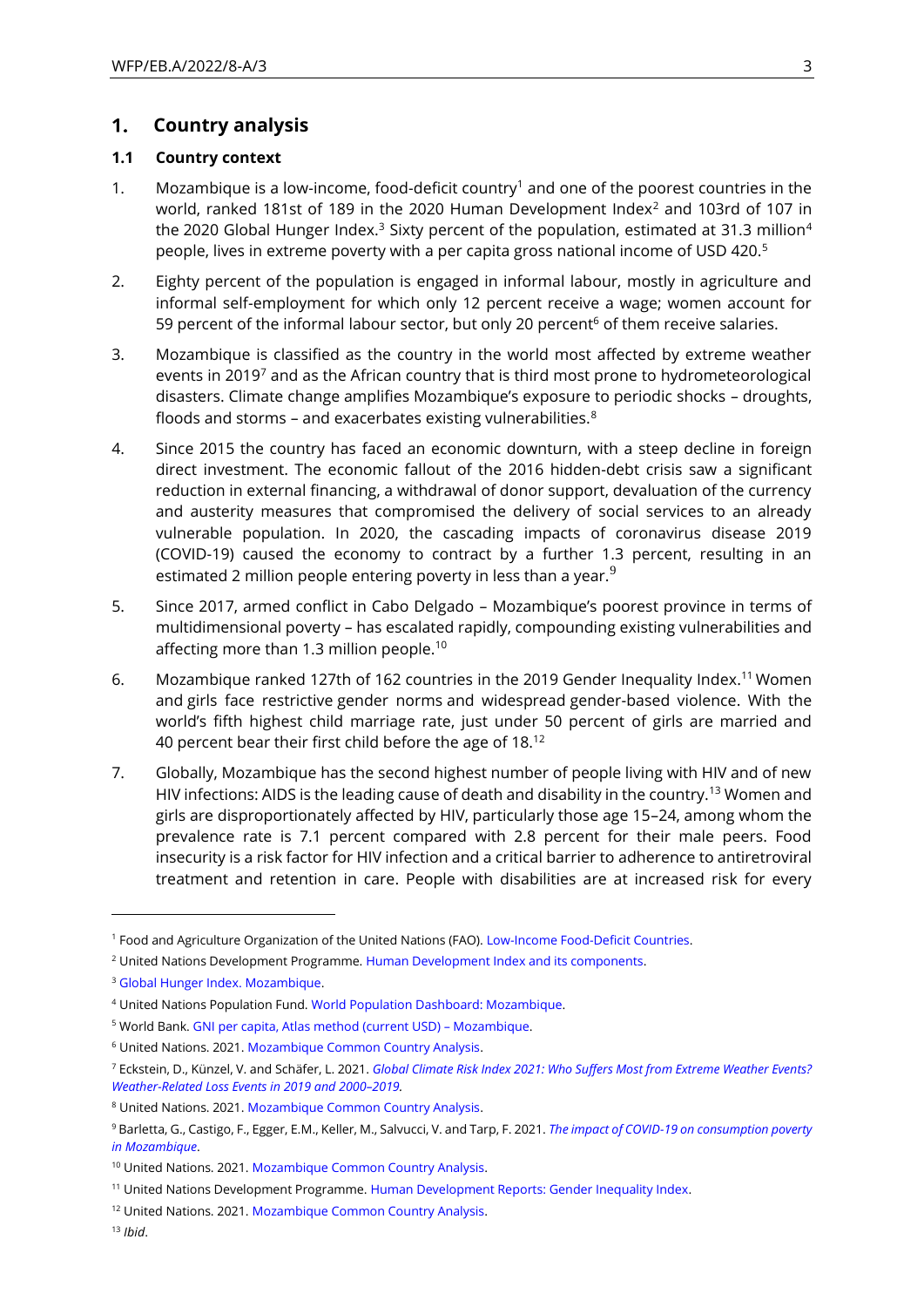# 1. Country analysis

## 1.1 Country context

1. Mozambique is a low-income, food-deficit country[1] and one of the poorest countries in the world, ranked 181st of 189 in the 2020 Human Development Index[2] and 103rd of 107 in the 2020 Global Hunger Index.[3] Sixty percent of the population, estimated at 31.3 million[4] people, lives in extreme poverty with a per capita gross national income of USD 420.[5]

2. Eighty percent of the population is engaged in informal labour, mostly in agriculture and informal self-employment for which only 12 percent receive a wage; women account for 59 percent of the informal labour sector, but only 20 percent[6] of them receive salaries.

3. Mozambique is classified as the country in the world most affected by extreme weather events in 2019[7] and as the African country that is third most prone to hydrometeorological disasters. Climate change amplifies Mozambique's exposure to periodic shocks – droughts, floods and storms – and exacerbates existing vulnerabilities.[8]

4. Since 2015 the country has faced an economic downturn, with a steep decline in foreign direct investment. The economic fallout of the 2016 hidden-debt crisis saw a significant reduction in external financing, a withdrawal of donor support, devaluation of the currency and austerity measures that compromised the delivery of social services to an already vulnerable population. In 2020, the cascading impacts of coronavirus disease 2019 (COVID-19) caused the economy to contract by a further 1.3 percent, resulting in an estimated 2 million people entering poverty in less than a year.[9]

5. Since 2017, armed conflict in Cabo Delgado – Mozambique's poorest province in terms of multidimensional poverty – has escalated rapidly, compounding existing vulnerabilities and affecting more than 1.3 million people.[10]

6. Mozambique ranked 127th of 162 countries in the 2019 Gender Inequality Index.[11] Women and girls face restrictive gender norms and widespread gender-based violence. With the world's fifth highest child marriage rate, just under 50 percent of girls are married and 40 percent bear their first child before the age of 18.[12]

7. Globally, Mozambique has the second highest number of people living with HIV and of new HIV infections: AIDS is the leading cause of death and disability in the country.[13] Women and girls are disproportionately affected by HIV, particularly those age 15–24, among whom the prevalence rate is 7.1 percent compared with 2.8 percent for their male peers. Food insecurity is a risk factor for HIV infection and a critical barrier to adherence to antiretroviral treatment and retention in care. People with disabilities are at increased risk for every

---

[1] Food and Agriculture Organization of the United Nations (FAO). Low-Income Food-Deficit Countries.

[2] United Nations Development Programme. Human Development Index and its components.

[3] Global Hunger Index. Mozambique.

[4] United Nations Population Fund. World Population Dashboard: Mozambique.

[5] World Bank. GNI per capita, Atlas method (current USD) – Mozambique.

[6] United Nations. 2021. Mozambique Common Country Analysis.

[7] Eckstein, D., Künzel, V. and Schäfer, L. 2021. *Global Climate Risk Index 2021: Who Suffers Most from Extreme Weather Events? Weather-Related Loss Events in 2019 and 2000–2019.*

[8] United Nations. 2021. Mozambique Common Country Analysis.

[9] Barletta, G., Castigo, F., Egger, E.M., Keller, M., Salvucci, V. and Tarp, F. 2021. *The impact of COVID-19 on consumption poverty in Mozambique*.

[10] United Nations. 2021. Mozambique Common Country Analysis.

[11] United Nations Development Programme. Human Development Reports: Gender Inequality Index.

[12] United Nations. 2021. Mozambique Common Country Analysis.

[13] *Ibid*.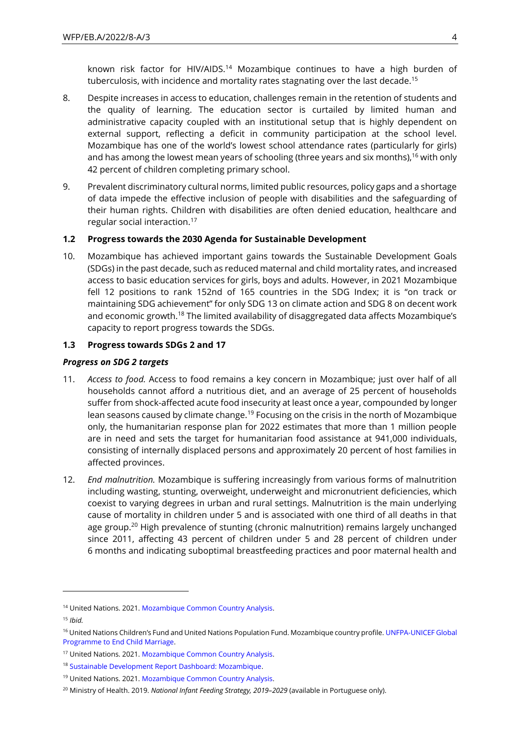known risk factor for HIV/AIDS.[14] Mozambique continues to have a high burden of tuberculosis, with incidence and mortality rates stagnating over the last decade.[15]

8. Despite increases in access to education, challenges remain in the retention of students and the quality of learning. The education sector is curtailed by limited human and administrative capacity coupled with an institutional setup that is highly dependent on external support, reflecting a deficit in community participation at the school level. Mozambique has one of the world's lowest school attendance rates (particularly for girls) and has among the lowest mean years of schooling (three years and six months),[16] with only 42 percent of children completing primary school.

9. Prevalent discriminatory cultural norms, limited public resources, policy gaps and a shortage of data impede the effective inclusion of people with disabilities and the safeguarding of their human rights. Children with disabilities are often denied education, healthcare and regular social interaction.[17]

### 1.2 Progress towards the 2030 Agenda for Sustainable Development

10. Mozambique has achieved important gains towards the Sustainable Development Goals (SDGs) in the past decade, such as reduced maternal and child mortality rates, and increased access to basic education services for girls, boys and adults. However, in 2021 Mozambique fell 12 positions to rank 152nd of 165 countries in the SDG Index; it is "on track or maintaining SDG achievement" for only SDG 13 on climate action and SDG 8 on decent work and economic growth.[18] The limited availability of disaggregated data affects Mozambique's capacity to report progress towards the SDGs.

### 1.3 Progress towards SDGs 2 and 17

#### *Progress on SDG 2 targets*

11. *Access to food.* Access to food remains a key concern in Mozambique; just over half of all households cannot afford a nutritious diet, and an average of 25 percent of households suffer from shock-affected acute food insecurity at least once a year, compounded by longer lean seasons caused by climate change.[19] Focusing on the crisis in the north of Mozambique only, the humanitarian response plan for 2022 estimates that more than 1 million people are in need and sets the target for humanitarian food assistance at 941,000 individuals, consisting of internally displaced persons and approximately 20 percent of host families in affected provinces.

12. *End malnutrition.* Mozambique is suffering increasingly from various forms of malnutrition including wasting, stunting, overweight, underweight and micronutrient deficiencies, which coexist to varying degrees in urban and rural settings. Malnutrition is the main underlying cause of mortality in children under 5 and is associated with one third of all deaths in that age group.[20] High prevalence of stunting (chronic malnutrition) remains largely unchanged since 2011, affecting 43 percent of children under 5 and 28 percent of children under 6 months and indicating suboptimal breastfeeding practices and poor maternal health and

---

[14] United Nations. 2021. Mozambique Common Country Analysis.

[15] *Ibid.*

[16] United Nations Children's Fund and United Nations Population Fund. Mozambique country profile. UNFPA-UNICEF Global Programme to End Child Marriage.

[17] United Nations. 2021. Mozambique Common Country Analysis.

[18] Sustainable Development Report Dashboard: Mozambique.

[19] United Nations. 2021. Mozambique Common Country Analysis.

[20] Ministry of Health. 2019. *National Infant Feeding Strategy, 2019–2029* (available in Portuguese only).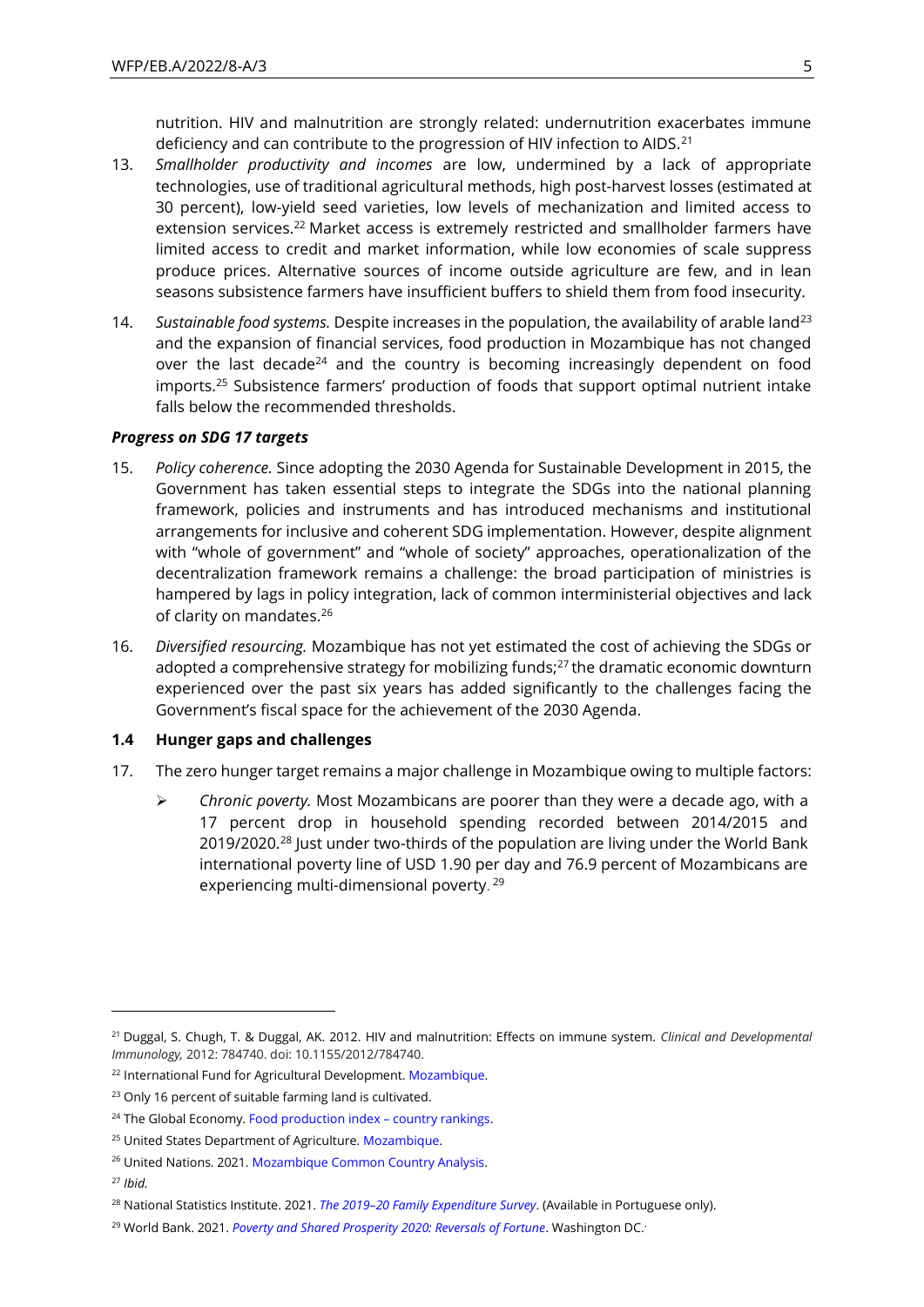nutrition. HIV and malnutrition are strongly related: undernutrition exacerbates immune deficiency and can contribute to the progression of HIV infection to AIDS.[21]

13. *Smallholder productivity and incomes* are low, undermined by a lack of appropriate technologies, use of traditional agricultural methods, high post-harvest losses (estimated at 30 percent), low-yield seed varieties, low levels of mechanization and limited access to extension services.[22] Market access is extremely restricted and smallholder farmers have limited access to credit and market information, while low economies of scale suppress produce prices. Alternative sources of income outside agriculture are few, and in lean seasons subsistence farmers have insufficient buffers to shield them from food insecurity.

14. *Sustainable food systems.* Despite increases in the population, the availability of arable land[23] and the expansion of financial services, food production in Mozambique has not changed over the last decade[24] and the country is becoming increasingly dependent on food imports.[25] Subsistence farmers' production of foods that support optimal nutrient intake falls below the recommended thresholds.

#### *Progress on SDG 17 targets*

15. *Policy coherence.* Since adopting the 2030 Agenda for Sustainable Development in 2015, the Government has taken essential steps to integrate the SDGs into the national planning framework, policies and instruments and has introduced mechanisms and institutional arrangements for inclusive and coherent SDG implementation. However, despite alignment with "whole of government" and "whole of society" approaches, operationalization of the decentralization framework remains a challenge: the broad participation of ministries is hampered by lags in policy integration, lack of common interministerial objectives and lack of clarity on mandates.[26]

16. *Diversified resourcing.* Mozambique has not yet estimated the cost of achieving the SDGs or adopted a comprehensive strategy for mobilizing funds;[27] the dramatic economic downturn experienced over the past six years has added significantly to the challenges facing the Government's fiscal space for the achievement of the 2030 Agenda.

### 1.4 Hunger gaps and challenges

17. The zero hunger target remains a major challenge in Mozambique owing to multiple factors:

- *Chronic poverty.* Most Mozambicans are poorer than they were a decade ago, with a 17 percent drop in household spending recorded between 2014/2015 and 2019/2020.[28] Just under two-thirds of the population are living under the World Bank international poverty line of USD 1.90 per day and 76.9 percent of Mozambicans are experiencing multi-dimensional poverty.[29]

---

[21] Duggal, S. Chugh, T. & Duggal, AK. 2012. HIV and malnutrition: Effects on immune system. *Clinical and Developmental Immunology,* 2012: 784740. doi: 10.1155/2012/784740.

[22] International Fund for Agricultural Development. Mozambique.

[23] Only 16 percent of suitable farming land is cultivated.

[24] The Global Economy. Food production index – country rankings.

[25] United States Department of Agriculture. Mozambique.

[26] United Nations. 2021. Mozambique Common Country Analysis.

[27] *Ibid.*

[28] National Statistics Institute. 2021. *The 2019–20 Family Expenditure Survey*. (Available in Portuguese only).

[29] World Bank. 2021. *Poverty and Shared Prosperity 2020: Reversals of Fortune*. Washington DC.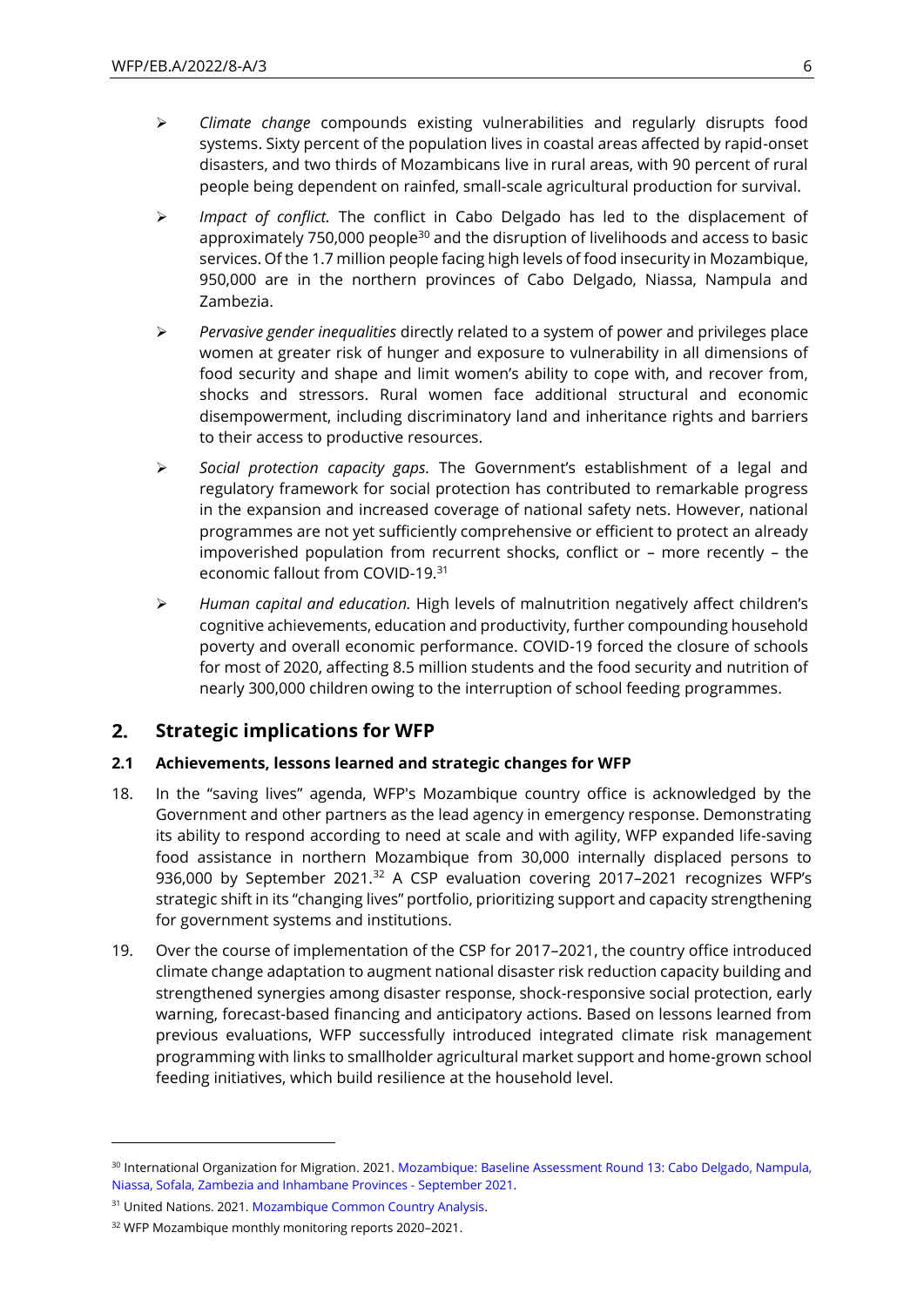- *Climate change* compounds existing vulnerabilities and regularly disrupts food systems. Sixty percent of the population lives in coastal areas affected by rapid-onset disasters, and two thirds of Mozambicans live in rural areas, with 90 percent of rural people being dependent on rainfed, small-scale agricultural production for survival.
- *Impact of conflict.* The conflict in Cabo Delgado has led to the displacement of approximately 750,000 people[30] and the disruption of livelihoods and access to basic services. Of the 1.7 million people facing high levels of food insecurity in Mozambique, 950,000 are in the northern provinces of Cabo Delgado, Niassa, Nampula and Zambezia.
- *Pervasive gender inequalities* directly related to a system of power and privileges place women at greater risk of hunger and exposure to vulnerability in all dimensions of food security and shape and limit women's ability to cope with, and recover from, shocks and stressors. Rural women face additional structural and economic disempowerment, including discriminatory land and inheritance rights and barriers to their access to productive resources.
- *Social protection capacity gaps.* The Government's establishment of a legal and regulatory framework for social protection has contributed to remarkable progress in the expansion and increased coverage of national safety nets. However, national programmes are not yet sufficiently comprehensive or efficient to protect an already impoverished population from recurrent shocks, conflict or – more recently – the economic fallout from COVID-19.[31]
- *Human capital and education.* High levels of malnutrition negatively affect children's cognitive achievements, education and productivity, further compounding household poverty and overall economic performance. COVID-19 forced the closure of schools for most of 2020, affecting 8.5 million students and the food security and nutrition of nearly 300,000 children owing to the interruption of school feeding programmes.

## 2. Strategic implications for WFP

### 2.1 Achievements, lessons learned and strategic changes for WFP

18. In the "saving lives" agenda, WFP's Mozambique country office is acknowledged by the Government and other partners as the lead agency in emergency response. Demonstrating its ability to respond according to need at scale and with agility, WFP expanded life-saving food assistance in northern Mozambique from 30,000 internally displaced persons to 936,000 by September 2021.[32] A CSP evaluation covering 2017–2021 recognizes WFP's strategic shift in its "changing lives" portfolio, prioritizing support and capacity strengthening for government systems and institutions.

19. Over the course of implementation of the CSP for 2017–2021, the country office introduced climate change adaptation to augment national disaster risk reduction capacity building and strengthened synergies among disaster response, shock-responsive social protection, early warning, forecast-based financing and anticipatory actions. Based on lessons learned from previous evaluations, WFP successfully introduced integrated climate risk management programming with links to smallholder agricultural market support and home-grown school feeding initiatives, which build resilience at the household level.

---

[30] International Organization for Migration. 2021. Mozambique: Baseline Assessment Round 13: Cabo Delgado, Nampula, Niassa, Sofala, Zambezia and Inhambane Provinces - September 2021.

[31] United Nations. 2021. Mozambique Common Country Analysis.

[32] WFP Mozambique monthly monitoring reports 2020–2021.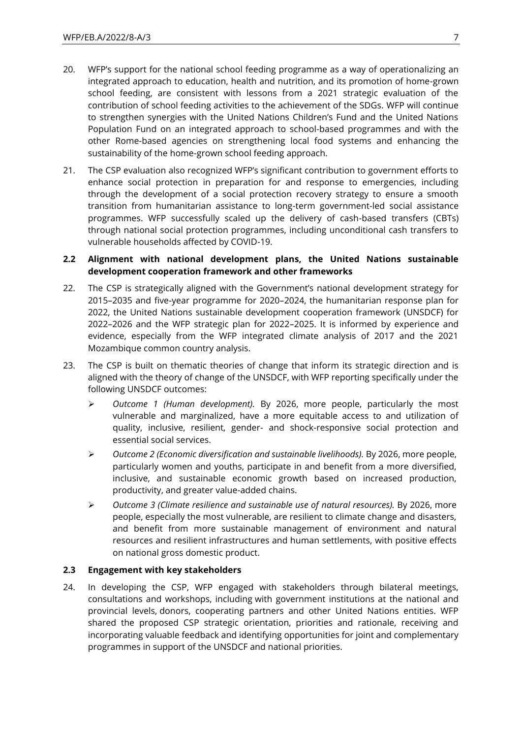20. WFP's support for the national school feeding programme as a way of operationalizing an integrated approach to education, health and nutrition, and its promotion of home-grown school feeding, are consistent with lessons from a 2021 strategic evaluation of the contribution of school feeding activities to the achievement of the SDGs. WFP will continue to strengthen synergies with the United Nations Children's Fund and the United Nations Population Fund on an integrated approach to school-based programmes and with the other Rome-based agencies on strengthening local food systems and enhancing the sustainability of the home-grown school feeding approach.

21. The CSP evaluation also recognized WFP's significant contribution to government efforts to enhance social protection in preparation for and response to emergencies, including through the development of a social protection recovery strategy to ensure a smooth transition from humanitarian assistance to long-term government-led social assistance programmes. WFP successfully scaled up the delivery of cash-based transfers (CBTs) through national social protection programmes, including unconditional cash transfers to vulnerable households affected by COVID-19.

### 2.2 Alignment with national development plans, the United Nations sustainable development cooperation framework and other frameworks

22. The CSP is strategically aligned with the Government's national development strategy for 2015–2035 and five-year programme for 2020–2024, the humanitarian response plan for 2022, the United Nations sustainable development cooperation framework (UNSDCF) for 2022–2026 and the WFP strategic plan for 2022–2025. It is informed by experience and evidence, especially from the WFP integrated climate analysis of 2017 and the 2021 Mozambique common country analysis.

23. The CSP is built on thematic theories of change that inform its strategic direction and is aligned with the theory of change of the UNSDCF, with WFP reporting specifically under the following UNSDCF outcomes:

   - *Outcome 1 (Human development).* By 2026, more people, particularly the most vulnerable and marginalized, have a more equitable access to and utilization of quality, inclusive, resilient, gender- and shock-responsive social protection and essential social services.
   - *Outcome 2 (Economic diversification and sustainable livelihoods).* By 2026, more people, particularly women and youths, participate in and benefit from a more diversified, inclusive, and sustainable economic growth based on increased production, productivity, and greater value-added chains.
   - *Outcome 3 (Climate resilience and sustainable use of natural resources).* By 2026, more people, especially the most vulnerable, are resilient to climate change and disasters, and benefit from more sustainable management of environment and natural resources and resilient infrastructures and human settlements, with positive effects on national gross domestic product.

### 2.3 Engagement with key stakeholders

24. In developing the CSP, WFP engaged with stakeholders through bilateral meetings, consultations and workshops, including with government institutions at the national and provincial levels, donors, cooperating partners and other United Nations entities. WFP shared the proposed CSP strategic orientation, priorities and rationale, receiving and incorporating valuable feedback and identifying opportunities for joint and complementary programmes in support of the UNSDCF and national priorities.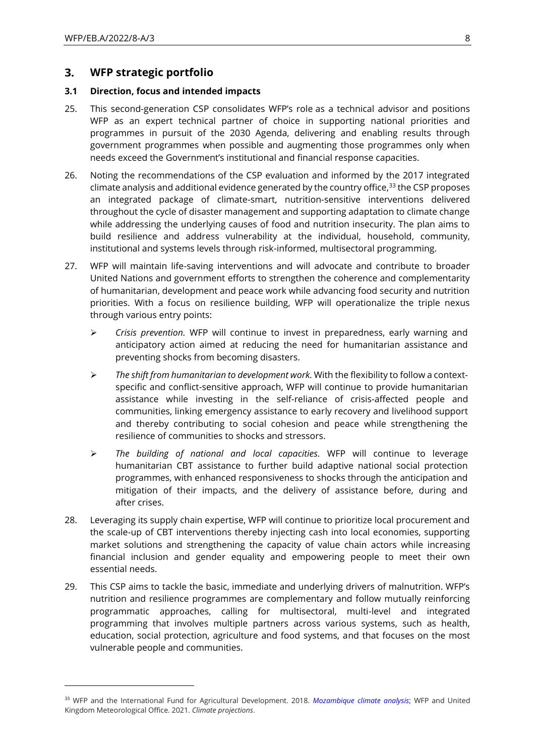## 3. WFP strategic portfolio

### 3.1 Direction, focus and intended impacts

25. This second-generation CSP consolidates WFP's role as a technical advisor and positions WFP as an expert technical partner of choice in supporting national priorities and programmes in pursuit of the 2030 Agenda, delivering and enabling results through government programmes when possible and augmenting those programmes only when needs exceed the Government's institutional and financial response capacities.

26. Noting the recommendations of the CSP evaluation and informed by the 2017 integrated climate analysis and additional evidence generated by the country office,[33] the CSP proposes an integrated package of climate-smart, nutrition-sensitive interventions delivered throughout the cycle of disaster management and supporting adaptation to climate change while addressing the underlying causes of food and nutrition insecurity. The plan aims to build resilience and address vulnerability at the individual, household, community, institutional and systems levels through risk-informed, multisectoral programming.

27. WFP will maintain life-saving interventions and will advocate and contribute to broader United Nations and government efforts to strengthen the coherence and complementarity of humanitarian, development and peace work while advancing food security and nutrition priorities. With a focus on resilience building, WFP will operationalize the triple nexus through various entry points:

   - *Crisis prevention.* WFP will continue to invest in preparedness, early warning and anticipatory action aimed at reducing the need for humanitarian assistance and preventing shocks from becoming disasters.
   - *The shift from humanitarian to development work.* With the flexibility to follow a context-specific and conflict-sensitive approach, WFP will continue to provide humanitarian assistance while investing in the self-reliance of crisis-affected people and communities, linking emergency assistance to early recovery and livelihood support and thereby contributing to social cohesion and peace while strengthening the resilience of communities to shocks and stressors.
   - *The building of national and local capacities.* WFP will continue to leverage humanitarian CBT assistance to further build adaptive national social protection programmes, with enhanced responsiveness to shocks through the anticipation and mitigation of their impacts, and the delivery of assistance before, during and after crises.

28. Leveraging its supply chain expertise, WFP will continue to prioritize local procurement and the scale-up of CBT interventions thereby injecting cash into local economies, supporting market solutions and strengthening the capacity of value chain actors while increasing financial inclusion and gender equality and empowering people to meet their own essential needs.

29. This CSP aims to tackle the basic, immediate and underlying drivers of malnutrition. WFP's nutrition and resilience programmes are complementary and follow mutually reinforcing programmatic approaches, calling for multisectoral, multi-level and integrated programming that involves multiple partners across various systems, such as health, education, social protection, agriculture and food systems, and that focuses on the most vulnerable people and communities.

---

[33] WFP and the International Fund for Agricultural Development. 2018. *Mozambique climate analysis*; WFP and United Kingdom Meteorological Office. 2021. *Climate projections*.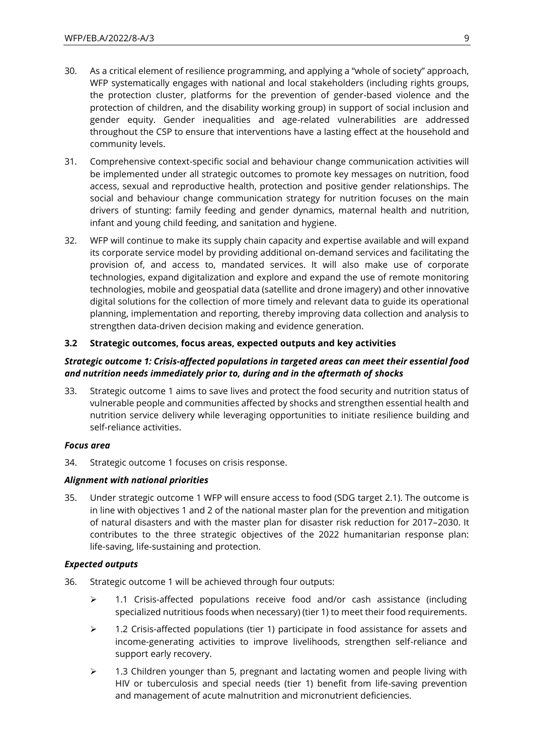30. As a critical element of resilience programming, and applying a "whole of society" approach, WFP systematically engages with national and local stakeholders (including rights groups, the protection cluster, platforms for the prevention of gender-based violence and the protection of children, and the disability working group) in support of social inclusion and gender equity. Gender inequalities and age-related vulnerabilities are addressed throughout the CSP to ensure that interventions have a lasting effect at the household and community levels.

31. Comprehensive context-specific social and behaviour change communication activities will be implemented under all strategic outcomes to promote key messages on nutrition, food access, sexual and reproductive health, protection and positive gender relationships. The social and behaviour change communication strategy for nutrition focuses on the main drivers of stunting: family feeding and gender dynamics, maternal health and nutrition, infant and young child feeding, and sanitation and hygiene.

32. WFP will continue to make its supply chain capacity and expertise available and will expand its corporate service model by providing additional on-demand services and facilitating the provision of, and access to, mandated services. It will also make use of corporate technologies, expand digitalization and explore and expand the use of remote monitoring technologies, mobile and geospatial data (satellite and drone imagery) and other innovative digital solutions for the collection of more timely and relevant data to guide its operational planning, implementation and reporting, thereby improving data collection and analysis to strengthen data-driven decision making and evidence generation.

### 3.2 Strategic outcomes, focus areas, expected outputs and key activities

***Strategic outcome 1: Crisis-affected populations in targeted areas can meet their essential food and nutrition needs immediately prior to, during and in the aftermath of shocks***

33. Strategic outcome 1 aims to save lives and protect the food security and nutrition status of vulnerable people and communities affected by shocks and strengthen essential health and nutrition service delivery while leveraging opportunities to initiate resilience building and self-reliance activities.

***Focus area***

34. Strategic outcome 1 focuses on crisis response.

***Alignment with national priorities***

35. Under strategic outcome 1 WFP will ensure access to food (SDG target 2.1). The outcome is in line with objectives 1 and 2 of the national master plan for the prevention and mitigation of natural disasters and with the master plan for disaster risk reduction for 2017–2030. It contributes to the three strategic objectives of the 2022 humanitarian response plan: life-saving, life-sustaining and protection.

***Expected outputs***

36. Strategic outcome 1 will be achieved through four outputs:

   - 1.1 Crisis-affected populations receive food and/or cash assistance (including specialized nutritious foods when necessary) (tier 1) to meet their food requirements.
   - 1.2 Crisis-affected populations (tier 1) participate in food assistance for assets and income-generating activities to improve livelihoods, strengthen self-reliance and support early recovery.
   - 1.3 Children younger than 5, pregnant and lactating women and people living with HIV or tuberculosis and special needs (tier 1) benefit from life-saving prevention and management of acute malnutrition and micronutrient deficiencies.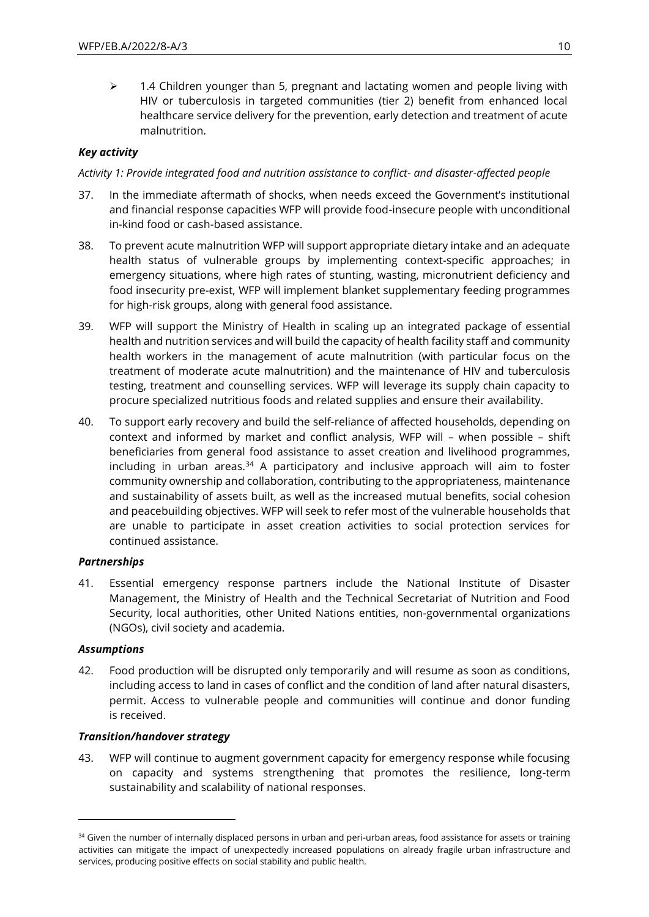- 1.4 Children younger than 5, pregnant and lactating women and people living with HIV or tuberculosis in targeted communities (tier 2) benefit from enhanced local healthcare service delivery for the prevention, early detection and treatment of acute malnutrition.

***Key activity***

*Activity 1: Provide integrated food and nutrition assistance to conflict- and disaster-affected people*

37. In the immediate aftermath of shocks, when needs exceed the Government's institutional and financial response capacities WFP will provide food-insecure people with unconditional in-kind food or cash-based assistance.

38. To prevent acute malnutrition WFP will support appropriate dietary intake and an adequate health status of vulnerable groups by implementing context-specific approaches; in emergency situations, where high rates of stunting, wasting, micronutrient deficiency and food insecurity pre-exist, WFP will implement blanket supplementary feeding programmes for high-risk groups, along with general food assistance.

39. WFP will support the Ministry of Health in scaling up an integrated package of essential health and nutrition services and will build the capacity of health facility staff and community health workers in the management of acute malnutrition (with particular focus on the treatment of moderate acute malnutrition) and the maintenance of HIV and tuberculosis testing, treatment and counselling services. WFP will leverage its supply chain capacity to procure specialized nutritious foods and related supplies and ensure their availability.

40. To support early recovery and build the self-reliance of affected households, depending on context and informed by market and conflict analysis, WFP will – when possible – shift beneficiaries from general food assistance to asset creation and livelihood programmes, including in urban areas.[34] A participatory and inclusive approach will aim to foster community ownership and collaboration, contributing to the appropriateness, maintenance and sustainability of assets built, as well as the increased mutual benefits, social cohesion and peacebuilding objectives. WFP will seek to refer most of the vulnerable households that are unable to participate in asset creation activities to social protection services for continued assistance.

***Partnerships***

41. Essential emergency response partners include the National Institute of Disaster Management, the Ministry of Health and the Technical Secretariat of Nutrition and Food Security, local authorities, other United Nations entities, non-governmental organizations (NGOs), civil society and academia.

***Assumptions***

42. Food production will be disrupted only temporarily and will resume as soon as conditions, including access to land in cases of conflict and the condition of land after natural disasters, permit. Access to vulnerable people and communities will continue and donor funding is received.

***Transition/handover strategy***

43. WFP will continue to augment government capacity for emergency response while focusing on capacity and systems strengthening that promotes the resilience, long-term sustainability and scalability of national responses.

[34] Given the number of internally displaced persons in urban and peri-urban areas, food assistance for assets or training activities can mitigate the impact of unexpectedly increased populations on already fragile urban infrastructure and services, producing positive effects on social stability and public health.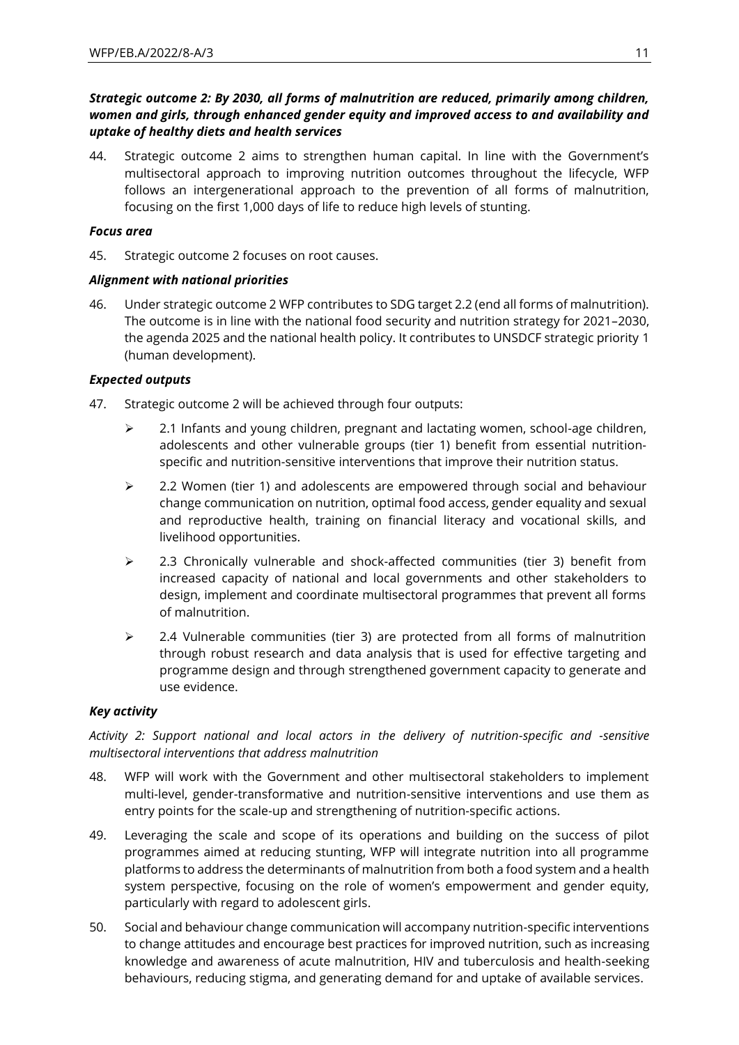### *Strategic outcome 2: By 2030, all forms of malnutrition are reduced, primarily among children, women and girls, through enhanced gender equity and improved access to and availability and uptake of healthy diets and health services*

44. Strategic outcome 2 aims to strengthen human capital. In line with the Government's multisectoral approach to improving nutrition outcomes throughout the lifecycle, WFP follows an intergenerational approach to the prevention of all forms of malnutrition, focusing on the first 1,000 days of life to reduce high levels of stunting.

#### *Focus area*

45. Strategic outcome 2 focuses on root causes.

#### *Alignment with national priorities*

46. Under strategic outcome 2 WFP contributes to SDG target 2.2 (end all forms of malnutrition). The outcome is in line with the national food security and nutrition strategy for 2021–2030, the agenda 2025 and the national health policy. It contributes to UNSDCF strategic priority 1 (human development).

#### *Expected outputs*

47. Strategic outcome 2 will be achieved through four outputs:

- 2.1 Infants and young children, pregnant and lactating women, school-age children, adolescents and other vulnerable groups (tier 1) benefit from essential nutrition-specific and nutrition-sensitive interventions that improve their nutrition status.
- 2.2 Women (tier 1) and adolescents are empowered through social and behaviour change communication on nutrition, optimal food access, gender equality and sexual and reproductive health, training on financial literacy and vocational skills, and livelihood opportunities.
- 2.3 Chronically vulnerable and shock-affected communities (tier 3) benefit from increased capacity of national and local governments and other stakeholders to design, implement and coordinate multisectoral programmes that prevent all forms of malnutrition.
- 2.4 Vulnerable communities (tier 3) are protected from all forms of malnutrition through robust research and data analysis that is used for effective targeting and programme design and through strengthened government capacity to generate and use evidence.

#### *Key activity*

*Activity 2: Support national and local actors in the delivery of nutrition-specific and -sensitive multisectoral interventions that address malnutrition*

48. WFP will work with the Government and other multisectoral stakeholders to implement multi-level, gender-transformative and nutrition-sensitive interventions and use them as entry points for the scale-up and strengthening of nutrition-specific actions.

49. Leveraging the scale and scope of its operations and building on the success of pilot programmes aimed at reducing stunting, WFP will integrate nutrition into all programme platforms to address the determinants of malnutrition from both a food system and a health system perspective, focusing on the role of women's empowerment and gender equity, particularly with regard to adolescent girls.

50. Social and behaviour change communication will accompany nutrition-specific interventions to change attitudes and encourage best practices for improved nutrition, such as increasing knowledge and awareness of acute malnutrition, HIV and tuberculosis and health-seeking behaviours, reducing stigma, and generating demand for and uptake of available services.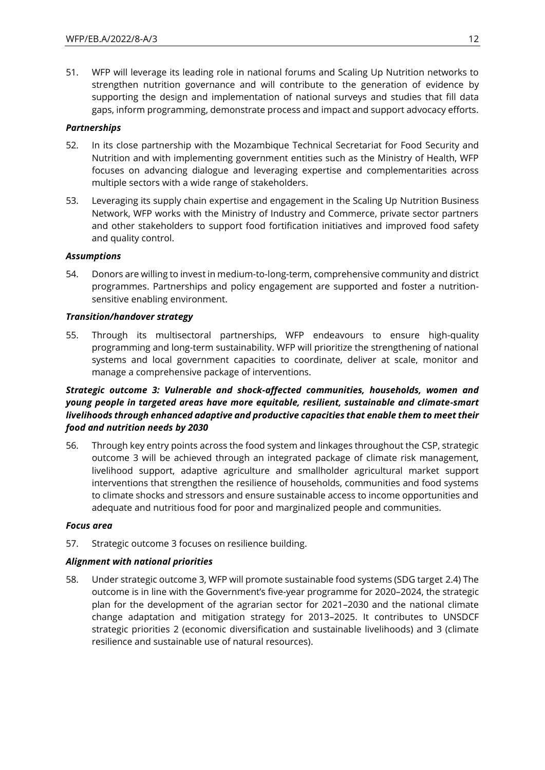51. WFP will leverage its leading role in national forums and Scaling Up Nutrition networks to strengthen nutrition governance and will contribute to the generation of evidence by supporting the design and implementation of national surveys and studies that fill data gaps, inform programming, demonstrate process and impact and support advocacy efforts.

***Partnerships***

52. In its close partnership with the Mozambique Technical Secretariat for Food Security and Nutrition and with implementing government entities such as the Ministry of Health, WFP focuses on advancing dialogue and leveraging expertise and complementarities across multiple sectors with a wide range of stakeholders.

53. Leveraging its supply chain expertise and engagement in the Scaling Up Nutrition Business Network, WFP works with the Ministry of Industry and Commerce, private sector partners and other stakeholders to support food fortification initiatives and improved food safety and quality control.

***Assumptions***

54. Donors are willing to invest in medium-to-long-term, comprehensive community and district programmes. Partnerships and policy engagement are supported and foster a nutrition-sensitive enabling environment.

***Transition/handover strategy***

55. Through its multisectoral partnerships, WFP endeavours to ensure high-quality programming and long-term sustainability. WFP will prioritize the strengthening of national systems and local government capacities to coordinate, deliver at scale, monitor and manage a comprehensive package of interventions.

***Strategic outcome 3: Vulnerable and shock-affected communities, households, women and young people in targeted areas have more equitable, resilient, sustainable and climate-smart livelihoods through enhanced adaptive and productive capacities that enable them to meet their food and nutrition needs by 2030***

56. Through key entry points across the food system and linkages throughout the CSP, strategic outcome 3 will be achieved through an integrated package of climate risk management, livelihood support, adaptive agriculture and smallholder agricultural market support interventions that strengthen the resilience of households, communities and food systems to climate shocks and stressors and ensure sustainable access to income opportunities and adequate and nutritious food for poor and marginalized people and communities.

***Focus area***

57. Strategic outcome 3 focuses on resilience building.

***Alignment with national priorities***

58. Under strategic outcome 3, WFP will promote sustainable food systems (SDG target 2.4) The outcome is in line with the Government's five-year programme for 2020–2024, the strategic plan for the development of the agrarian sector for 2021–2030 and the national climate change adaptation and mitigation strategy for 2013–2025. It contributes to UNSDCF strategic priorities 2 (economic diversification and sustainable livelihoods) and 3 (climate resilience and sustainable use of natural resources).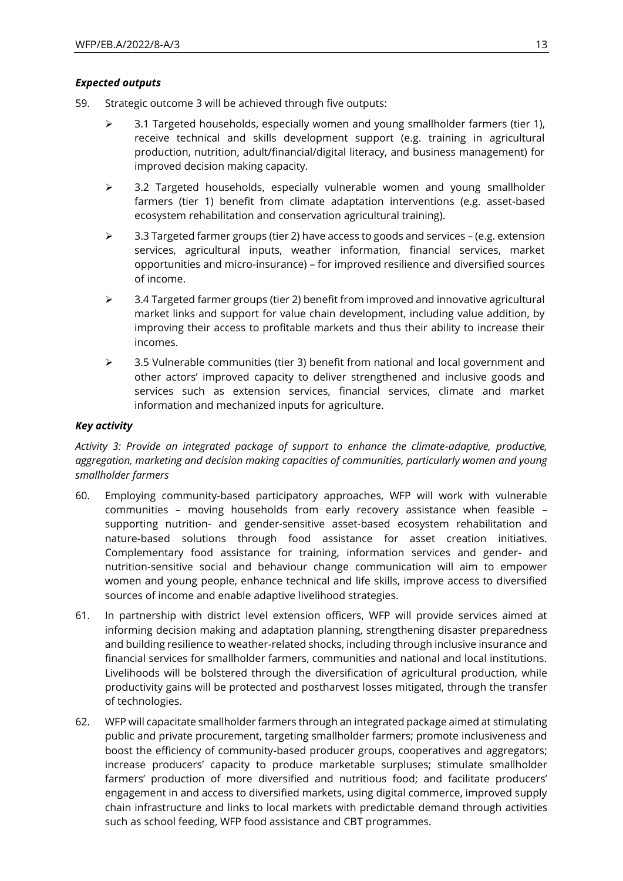### *Expected outputs*

59. Strategic outcome 3 will be achieved through five outputs:

- 3.1 Targeted households, especially women and young smallholder farmers (tier 1), receive technical and skills development support (e.g. training in agricultural production, nutrition, adult/financial/digital literacy, and business management) for improved decision making capacity.
- 3.2 Targeted households, especially vulnerable women and young smallholder farmers (tier 1) benefit from climate adaptation interventions (e.g. asset-based ecosystem rehabilitation and conservation agricultural training).
- 3.3 Targeted farmer groups (tier 2) have access to goods and services – (e.g. extension services, agricultural inputs, weather information, financial services, market opportunities and micro-insurance) – for improved resilience and diversified sources of income.
- 3.4 Targeted farmer groups (tier 2) benefit from improved and innovative agricultural market links and support for value chain development, including value addition, by improving their access to profitable markets and thus their ability to increase their incomes.
- 3.5 Vulnerable communities (tier 3) benefit from national and local government and other actors' improved capacity to deliver strengthened and inclusive goods and services such as extension services, financial services, climate and market information and mechanized inputs for agriculture.

### *Key activity*

*Activity 3: Provide an integrated package of support to enhance the climate-adaptive, productive, aggregation, marketing and decision making capacities of communities, particularly women and young smallholder farmers*

60. Employing community-based participatory approaches, WFP will work with vulnerable communities – moving households from early recovery assistance when feasible – supporting nutrition- and gender-sensitive asset-based ecosystem rehabilitation and nature-based solutions through food assistance for asset creation initiatives. Complementary food assistance for training, information services and gender- and nutrition-sensitive social and behaviour change communication will aim to empower women and young people, enhance technical and life skills, improve access to diversified sources of income and enable adaptive livelihood strategies.

61. In partnership with district level extension officers, WFP will provide services aimed at informing decision making and adaptation planning, strengthening disaster preparedness and building resilience to weather-related shocks, including through inclusive insurance and financial services for smallholder farmers, communities and national and local institutions. Livelihoods will be bolstered through the diversification of agricultural production, while productivity gains will be protected and postharvest losses mitigated, through the transfer of technologies.

62. WFP will capacitate smallholder farmers through an integrated package aimed at stimulating public and private procurement, targeting smallholder farmers; promote inclusiveness and boost the efficiency of community-based producer groups, cooperatives and aggregators; increase producers' capacity to produce marketable surpluses; stimulate smallholder farmers' production of more diversified and nutritious food; and facilitate producers' engagement in and access to diversified markets, using digital commerce, improved supply chain infrastructure and links to local markets with predictable demand through activities such as school feeding, WFP food assistance and CBT programmes.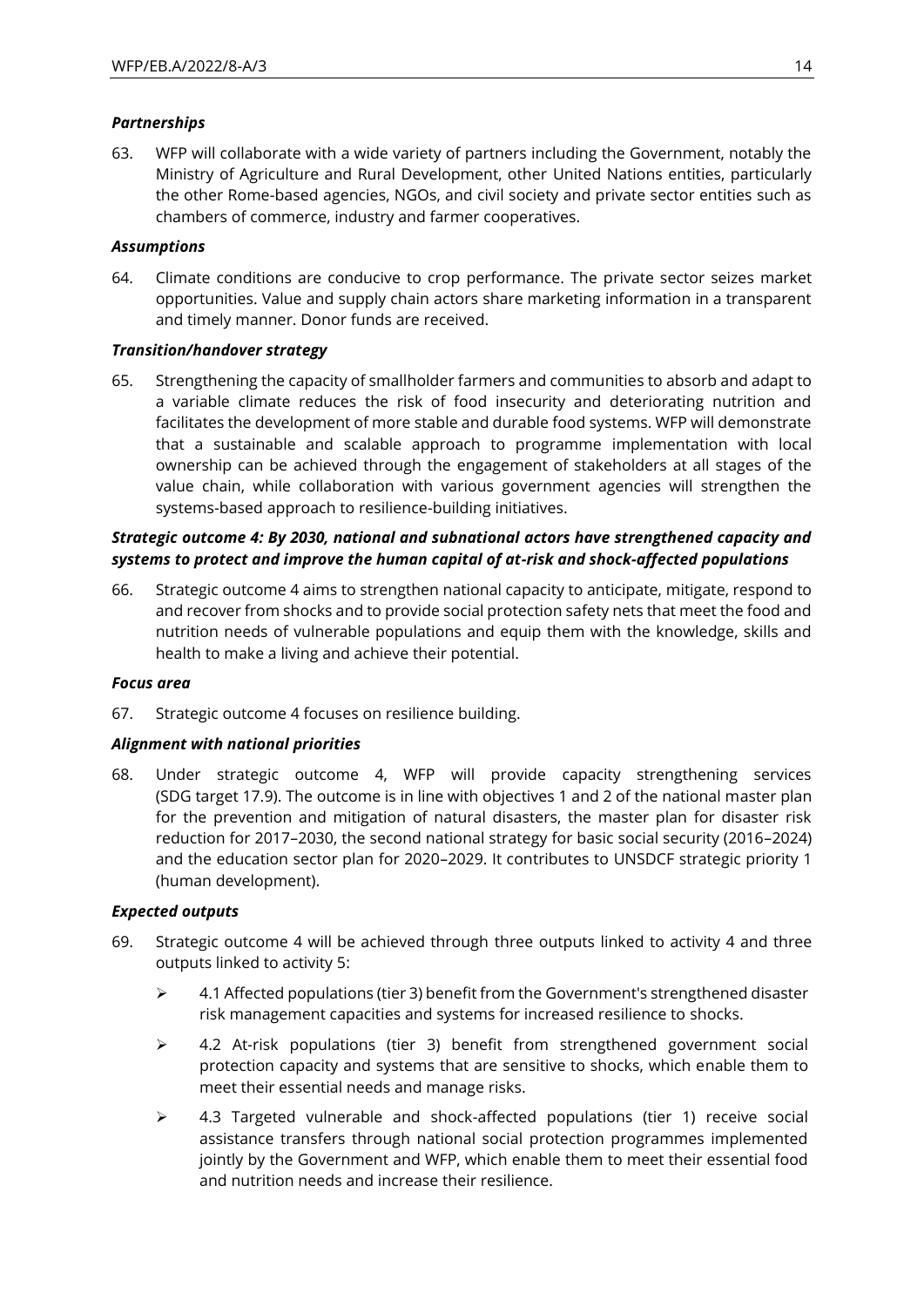***Partnerships***

63. WFP will collaborate with a wide variety of partners including the Government, notably the Ministry of Agriculture and Rural Development, other United Nations entities, particularly the other Rome-based agencies, NGOs, and civil society and private sector entities such as chambers of commerce, industry and farmer cooperatives.

***Assumptions***

64. Climate conditions are conducive to crop performance. The private sector seizes market opportunities. Value and supply chain actors share marketing information in a transparent and timely manner. Donor funds are received.

***Transition/handover strategy***

65. Strengthening the capacity of smallholder farmers and communities to absorb and adapt to a variable climate reduces the risk of food insecurity and deteriorating nutrition and facilitates the development of more stable and durable food systems. WFP will demonstrate that a sustainable and scalable approach to programme implementation with local ownership can be achieved through the engagement of stakeholders at all stages of the value chain, while collaboration with various government agencies will strengthen the systems-based approach to resilience-building initiatives.

***Strategic outcome 4: By 2030, national and subnational actors have strengthened capacity and systems to protect and improve the human capital of at-risk and shock-affected populations***

66. Strategic outcome 4 aims to strengthen national capacity to anticipate, mitigate, respond to and recover from shocks and to provide social protection safety nets that meet the food and nutrition needs of vulnerable populations and equip them with the knowledge, skills and health to make a living and achieve their potential.

***Focus area***

67. Strategic outcome 4 focuses on resilience building.

***Alignment with national priorities***

68. Under strategic outcome 4, WFP will provide capacity strengthening services (SDG target 17.9). The outcome is in line with objectives 1 and 2 of the national master plan for the prevention and mitigation of natural disasters, the master plan for disaster risk reduction for 2017–2030, the second national strategy for basic social security (2016–2024) and the education sector plan for 2020–2029. It contributes to UNSDCF strategic priority 1 (human development).

***Expected outputs***

69. Strategic outcome 4 will be achieved through three outputs linked to activity 4 and three outputs linked to activity 5:

   - 4.1 Affected populations (tier 3) benefit from the Government's strengthened disaster risk management capacities and systems for increased resilience to shocks.
   - 4.2 At-risk populations (tier 3) benefit from strengthened government social protection capacity and systems that are sensitive to shocks, which enable them to meet their essential needs and manage risks.
   - 4.3 Targeted vulnerable and shock-affected populations (tier 1) receive social assistance transfers through national social protection programmes implemented jointly by the Government and WFP, which enable them to meet their essential food and nutrition needs and increase their resilience.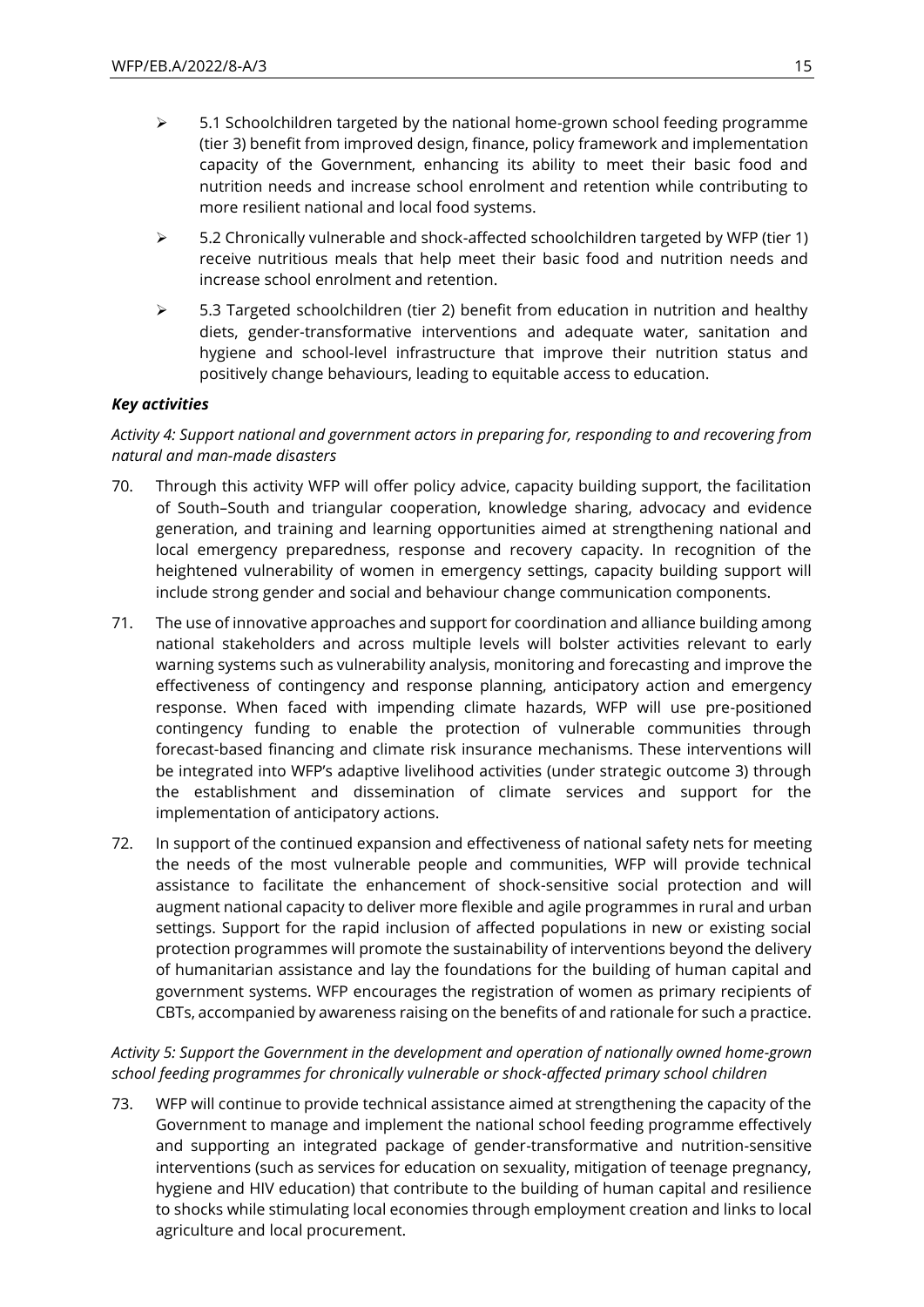- 5.1 Schoolchildren targeted by the national home-grown school feeding programme (tier 3) benefit from improved design, finance, policy framework and implementation capacity of the Government, enhancing its ability to meet their basic food and nutrition needs and increase school enrolment and retention while contributing to more resilient national and local food systems.
- 5.2 Chronically vulnerable and shock-affected schoolchildren targeted by WFP (tier 1) receive nutritious meals that help meet their basic food and nutrition needs and increase school enrolment and retention.
- 5.3 Targeted schoolchildren (tier 2) benefit from education in nutrition and healthy diets, gender-transformative interventions and adequate water, sanitation and hygiene and school-level infrastructure that improve their nutrition status and positively change behaviours, leading to equitable access to education.

***Key activities***

*Activity 4: Support national and government actors in preparing for, responding to and recovering from natural and man-made disasters*

70. Through this activity WFP will offer policy advice, capacity building support, the facilitation of South–South and triangular cooperation, knowledge sharing, advocacy and evidence generation, and training and learning opportunities aimed at strengthening national and local emergency preparedness, response and recovery capacity. In recognition of the heightened vulnerability of women in emergency settings, capacity building support will include strong gender and social and behaviour change communication components.

71. The use of innovative approaches and support for coordination and alliance building among national stakeholders and across multiple levels will bolster activities relevant to early warning systems such as vulnerability analysis, monitoring and forecasting and improve the effectiveness of contingency and response planning, anticipatory action and emergency response. When faced with impending climate hazards, WFP will use pre-positioned contingency funding to enable the protection of vulnerable communities through forecast-based financing and climate risk insurance mechanisms. These interventions will be integrated into WFP's adaptive livelihood activities (under strategic outcome 3) through the establishment and dissemination of climate services and support for the implementation of anticipatory actions.

72. In support of the continued expansion and effectiveness of national safety nets for meeting the needs of the most vulnerable people and communities, WFP will provide technical assistance to facilitate the enhancement of shock-sensitive social protection and will augment national capacity to deliver more flexible and agile programmes in rural and urban settings. Support for the rapid inclusion of affected populations in new or existing social protection programmes will promote the sustainability of interventions beyond the delivery of humanitarian assistance and lay the foundations for the building of human capital and government systems. WFP encourages the registration of women as primary recipients of CBTs, accompanied by awareness raising on the benefits of and rationale for such a practice.

*Activity 5: Support the Government in the development and operation of nationally owned home-grown school feeding programmes for chronically vulnerable or shock-affected primary school children*

73. WFP will continue to provide technical assistance aimed at strengthening the capacity of the Government to manage and implement the national school feeding programme effectively and supporting an integrated package of gender-transformative and nutrition-sensitive interventions (such as services for education on sexuality, mitigation of teenage pregnancy, hygiene and HIV education) that contribute to the building of human capital and resilience to shocks while stimulating local economies through employment creation and links to local agriculture and local procurement.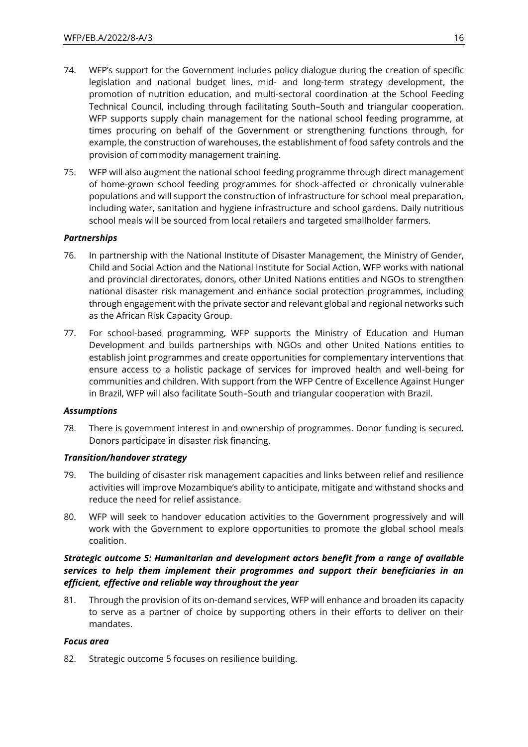74. WFP's support for the Government includes policy dialogue during the creation of specific legislation and national budget lines, mid- and long-term strategy development, the promotion of nutrition education, and multi-sectoral coordination at the School Feeding Technical Council, including through facilitating South–South and triangular cooperation. WFP supports supply chain management for the national school feeding programme, at times procuring on behalf of the Government or strengthening functions through, for example, the construction of warehouses, the establishment of food safety controls and the provision of commodity management training.

75. WFP will also augment the national school feeding programme through direct management of home-grown school feeding programmes for shock-affected or chronically vulnerable populations and will support the construction of infrastructure for school meal preparation, including water, sanitation and hygiene infrastructure and school gardens. Daily nutritious school meals will be sourced from local retailers and targeted smallholder farmers.

***Partnerships***

76. In partnership with the National Institute of Disaster Management, the Ministry of Gender, Child and Social Action and the National Institute for Social Action, WFP works with national and provincial directorates, donors, other United Nations entities and NGOs to strengthen national disaster risk management and enhance social protection programmes, including through engagement with the private sector and relevant global and regional networks such as the African Risk Capacity Group.

77. For school-based programming, WFP supports the Ministry of Education and Human Development and builds partnerships with NGOs and other United Nations entities to establish joint programmes and create opportunities for complementary interventions that ensure access to a holistic package of services for improved health and well-being for communities and children. With support from the WFP Centre of Excellence Against Hunger in Brazil, WFP will also facilitate South–South and triangular cooperation with Brazil.

***Assumptions***

78. There is government interest in and ownership of programmes. Donor funding is secured. Donors participate in disaster risk financing.

***Transition/handover strategy***

79. The building of disaster risk management capacities and links between relief and resilience activities will improve Mozambique's ability to anticipate, mitigate and withstand shocks and reduce the need for relief assistance.

80. WFP will seek to handover education activities to the Government progressively and will work with the Government to explore opportunities to promote the global school meals coalition.

***Strategic outcome 5: Humanitarian and development actors benefit from a range of available services to help them implement their programmes and support their beneficiaries in an efficient, effective and reliable way throughout the year***

81. Through the provision of its on-demand services, WFP will enhance and broaden its capacity to serve as a partner of choice by supporting others in their efforts to deliver on their mandates.

***Focus area***

82. Strategic outcome 5 focuses on resilience building.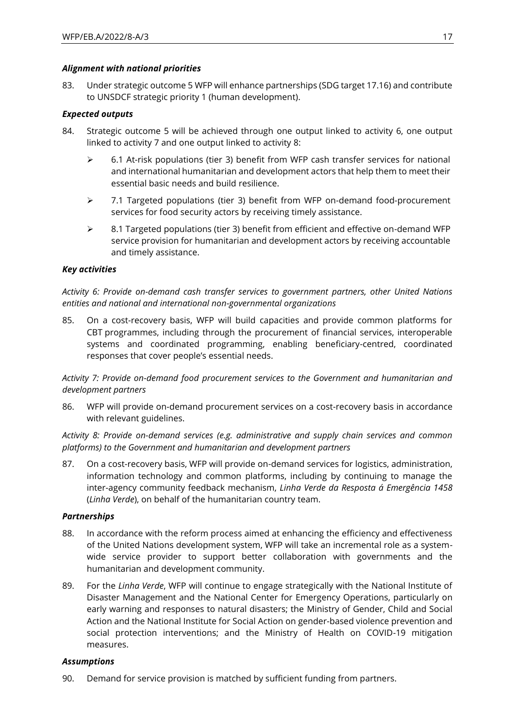***Alignment with national priorities***

83. Under strategic outcome 5 WFP will enhance partnerships (SDG target 17.16) and contribute to UNSDCF strategic priority 1 (human development).

***Expected outputs***

84. Strategic outcome 5 will be achieved through one output linked to activity 6, one output linked to activity 7 and one output linked to activity 8:

   - 6.1 At-risk populations (tier 3) benefit from WFP cash transfer services for national and international humanitarian and development actors that help them to meet their essential basic needs and build resilience.
   - 7.1 Targeted populations (tier 3) benefit from WFP on-demand food-procurement services for food security actors by receiving timely assistance.
   - 8.1 Targeted populations (tier 3) benefit from efficient and effective on-demand WFP service provision for humanitarian and development actors by receiving accountable and timely assistance.

***Key activities***

*Activity 6: Provide on-demand cash transfer services to government partners, other United Nations entities and national and international non-governmental organizations*

85. On a cost-recovery basis, WFP will build capacities and provide common platforms for CBT programmes, including through the procurement of financial services, interoperable systems and coordinated programming, enabling beneficiary-centred, coordinated responses that cover people's essential needs.

*Activity 7: Provide on-demand food procurement services to the Government and humanitarian and development partners*

86. WFP will provide on-demand procurement services on a cost-recovery basis in accordance with relevant guidelines.

*Activity 8: Provide on-demand services (e.g. administrative and supply chain services and common platforms) to the Government and humanitarian and development partners*

87. On a cost-recovery basis, WFP will provide on-demand services for logistics, administration, information technology and common platforms, including by continuing to manage the inter-agency community feedback mechanism, *Linha Verde da Resposta á Emergência 1458* (*Linha Verde*), on behalf of the humanitarian country team.

***Partnerships***

88. In accordance with the reform process aimed at enhancing the efficiency and effectiveness of the United Nations development system, WFP will take an incremental role as a system-wide service provider to support better collaboration with governments and the humanitarian and development community.

89. For the *Linha Verde*, WFP will continue to engage strategically with the National Institute of Disaster Management and the National Center for Emergency Operations, particularly on early warning and responses to natural disasters; the Ministry of Gender, Child and Social Action and the National Institute for Social Action on gender-based violence prevention and social protection interventions; and the Ministry of Health on COVID-19 mitigation measures.

***Assumptions***

90. Demand for service provision is matched by sufficient funding from partners.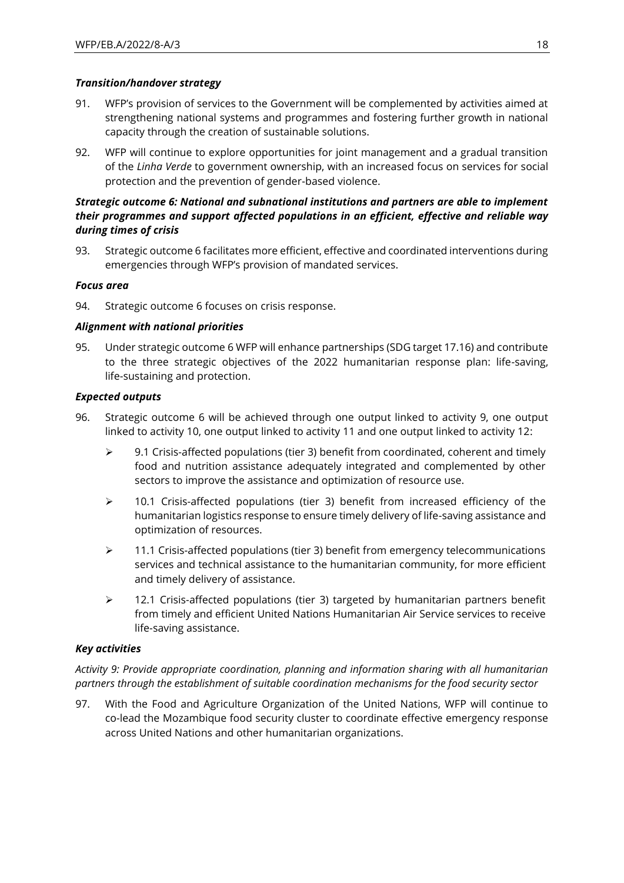***Transition/handover strategy***

91. WFP's provision of services to the Government will be complemented by activities aimed at strengthening national systems and programmes and fostering further growth in national capacity through the creation of sustainable solutions.

92. WFP will continue to explore opportunities for joint management and a gradual transition of the *Linha Verde* to government ownership, with an increased focus on services for social protection and the prevention of gender-based violence.

***Strategic outcome 6: National and subnational institutions and partners are able to implement their programmes and support affected populations in an efficient, effective and reliable way during times of crisis***

93. Strategic outcome 6 facilitates more efficient, effective and coordinated interventions during emergencies through WFP's provision of mandated services.

***Focus area***

94. Strategic outcome 6 focuses on crisis response.

***Alignment with national priorities***

95. Under strategic outcome 6 WFP will enhance partnerships (SDG target 17.16) and contribute to the three strategic objectives of the 2022 humanitarian response plan: life-saving, life-sustaining and protection.

***Expected outputs***

96. Strategic outcome 6 will be achieved through one output linked to activity 9, one output linked to activity 10, one output linked to activity 11 and one output linked to activity 12:

- 9.1 Crisis-affected populations (tier 3) benefit from coordinated, coherent and timely food and nutrition assistance adequately integrated and complemented by other sectors to improve the assistance and optimization of resource use.
- 10.1 Crisis-affected populations (tier 3) benefit from increased efficiency of the humanitarian logistics response to ensure timely delivery of life-saving assistance and optimization of resources.
- 11.1 Crisis-affected populations (tier 3) benefit from emergency telecommunications services and technical assistance to the humanitarian community, for more efficient and timely delivery of assistance.
- 12.1 Crisis-affected populations (tier 3) targeted by humanitarian partners benefit from timely and efficient United Nations Humanitarian Air Service services to receive life-saving assistance.

***Key activities***

*Activity 9: Provide appropriate coordination, planning and information sharing with all humanitarian partners through the establishment of suitable coordination mechanisms for the food security sector*

97. With the Food and Agriculture Organization of the United Nations, WFP will continue to co-lead the Mozambique food security cluster to coordinate effective emergency response across United Nations and other humanitarian organizations.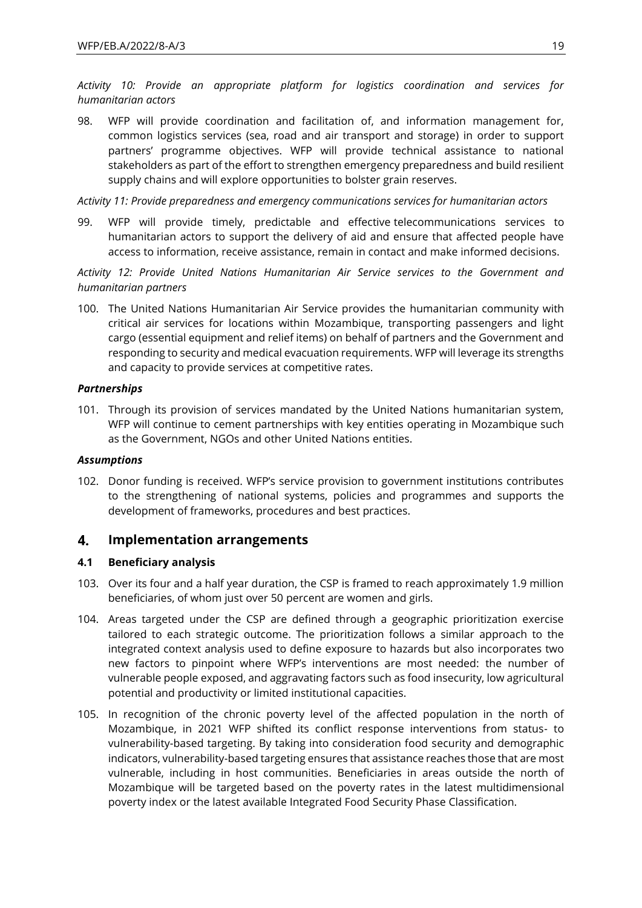*Activity 10: Provide an appropriate platform for logistics coordination and services for humanitarian actors*

98. WFP will provide coordination and facilitation of, and information management for, common logistics services (sea, road and air transport and storage) in order to support partners' programme objectives. WFP will provide technical assistance to national stakeholders as part of the effort to strengthen emergency preparedness and build resilient supply chains and will explore opportunities to bolster grain reserves.

*Activity 11: Provide preparedness and emergency communications services for humanitarian actors*

99. WFP will provide timely, predictable and effective telecommunications services to humanitarian actors to support the delivery of aid and ensure that affected people have access to information, receive assistance, remain in contact and make informed decisions.

*Activity 12: Provide United Nations Humanitarian Air Service services to the Government and humanitarian partners*

100. The United Nations Humanitarian Air Service provides the humanitarian community with critical air services for locations within Mozambique, transporting passengers and light cargo (essential equipment and relief items) on behalf of partners and the Government and responding to security and medical evacuation requirements. WFP will leverage its strengths and capacity to provide services at competitive rates.

***Partnerships***

101. Through its provision of services mandated by the United Nations humanitarian system, WFP will continue to cement partnerships with key entities operating in Mozambique such as the Government, NGOs and other United Nations entities.

***Assumptions***

102. Donor funding is received. WFP's service provision to government institutions contributes to the strengthening of national systems, policies and programmes and supports the development of frameworks, procedures and best practices.

## 4. Implementation arrangements

### 4.1 Beneficiary analysis

103. Over its four and a half year duration, the CSP is framed to reach approximately 1.9 million beneficiaries, of whom just over 50 percent are women and girls.

104. Areas targeted under the CSP are defined through a geographic prioritization exercise tailored to each strategic outcome. The prioritization follows a similar approach to the integrated context analysis used to define exposure to hazards but also incorporates two new factors to pinpoint where WFP's interventions are most needed: the number of vulnerable people exposed, and aggravating factors such as food insecurity, low agricultural potential and productivity or limited institutional capacities.

105. In recognition of the chronic poverty level of the affected population in the north of Mozambique, in 2021 WFP shifted its conflict response interventions from status- to vulnerability-based targeting. By taking into consideration food security and demographic indicators, vulnerability-based targeting ensures that assistance reaches those that are most vulnerable, including in host communities. Beneficiaries in areas outside the north of Mozambique will be targeted based on the poverty rates in the latest multidimensional poverty index or the latest available Integrated Food Security Phase Classification.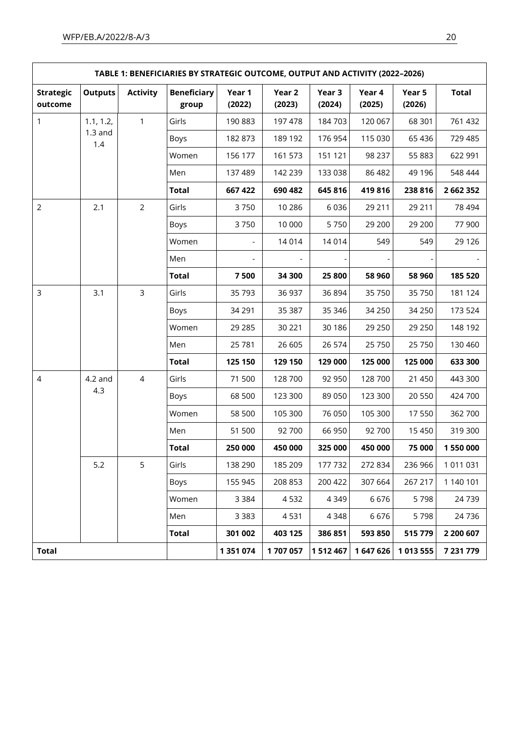| TABLE 1: BENEFICIARIES BY STRATEGIC OUTCOME, OUTPUT AND ACTIVITY (2022–2026) | | | | | | | | | |
|---|---|---|---|---|---|---|---|---|---|
| **Strategic outcome** | **Outputs** | **Activity** | **Beneficiary group** | **Year 1 (2022)** | **Year 2 (2023)** | **Year 3 (2024)** | **Year 4 (2025)** | **Year 5 (2026)** | **Total** |
| 1 | 1.1, 1.2, 1.3 and 1.4 | 1 | Girls | 190 883 | 197 478 | 184 703 | 120 067 | 68 301 | 761 432 |
| | | | Boys | 182 873 | 189 192 | 176 954 | 115 030 | 65 436 | 729 485 |
| | | | Women | 156 177 | 161 573 | 151 121 | 98 237 | 55 883 | 622 991 |
| | | | Men | 137 489 | 142 239 | 133 038 | 86 482 | 49 196 | 548 444 |
| | | | **Total** | **667 422** | **690 482** | **645 816** | **419 816** | **238 816** | **2 662 352** |
| 2 | 2.1 | 2 | Girls | 3 750 | 10 286 | 6 036 | 29 211 | 29 211 | 78 494 |
| | | | Boys | 3 750 | 10 000 | 5 750 | 29 200 | 29 200 | 77 900 |
| | | | Women | - | 14 014 | 14 014 | 549 | 549 | 29 126 |
| | | | Men | - | - | - | - | - | - |
| | | | **Total** | **7 500** | **34 300** | **25 800** | **58 960** | **58 960** | **185 520** |
| 3 | 3.1 | 3 | Girls | 35 793 | 36 937 | 36 894 | 35 750 | 35 750 | 181 124 |
| | | | Boys | 34 291 | 35 387 | 35 346 | 34 250 | 34 250 | 173 524 |
| | | | Women | 29 285 | 30 221 | 30 186 | 29 250 | 29 250 | 148 192 |
| | | | Men | 25 781 | 26 605 | 26 574 | 25 750 | 25 750 | 130 460 |
| | | | **Total** | **125 150** | **129 150** | **129 000** | **125 000** | **125 000** | **633 300** |
| 4 | 4.2 and 4.3 | 4 | Girls | 71 500 | 128 700 | 92 950 | 128 700 | 21 450 | 443 300 |
| | | | Boys | 68 500 | 123 300 | 89 050 | 123 300 | 20 550 | 424 700 |
| | | | Women | 58 500 | 105 300 | 76 050 | 105 300 | 17 550 | 362 700 |
| | | | Men | 51 500 | 92 700 | 66 950 | 92 700 | 15 450 | 319 300 |
| | | | **Total** | **250 000** | **450 000** | **325 000** | **450 000** | **75 000** | **1 550 000** |
| | 5.2 | 5 | Girls | 138 290 | 185 209 | 177 732 | 272 834 | 236 966 | 1 011 031 |
| | | | Boys | 155 945 | 208 853 | 200 422 | 307 664 | 267 217 | 1 140 101 |
| | | | Women | 3 384 | 4 532 | 4 349 | 6 676 | 5 798 | 24 739 |
| | | | Men | 3 383 | 4 531 | 4 348 | 6 676 | 5 798 | 24 736 |
| | | | **Total** | **301 002** | **403 125** | **386 851** | **593 850** | **515 779** | **2 200 607** |
| **Total** | | | | **1 351 074** | **1 707 057** | **1 512 467** | **1 647 626** | **1 013 555** | **7 231 779** |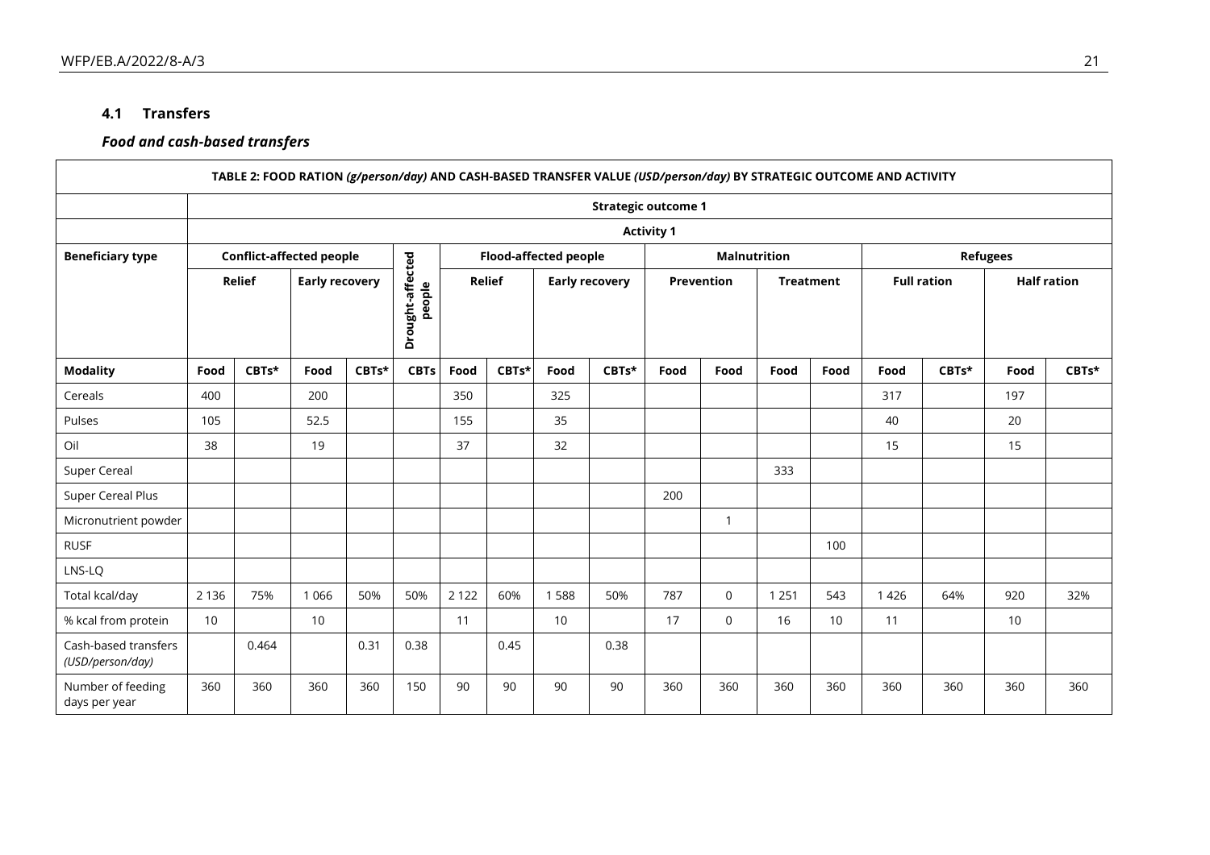### 4.1 Transfers

#### *Food and cash-based transfers*

| TABLE 2: FOOD RATION *(g/person/day)* AND CASH-BASED TRANSFER VALUE *(USD/person/day)* BY STRATEGIC OUTCOME AND ACTIVITY | | | | | | | | | | | | | | | | | |
|---|---|---|---|---|---|---|---|---|---|---|---|---|---|---|---|---|---|
| | Strategic outcome 1 | | | | | | | | | | | | | | | | |
| | Activity 1 | | | | | | | | | | | | | | | | |
| **Beneficiary type** | **Conflict-affected people** | | | | **Drought-affected people** | **Flood-affected people** | | | | **Malnutrition** | | | | **Refugees** | | | |
| | **Relief** | | **Early recovery** | | | **Relief** | | **Early recovery** | | **Prevention** | | **Treatment** | | **Full ration** | | **Half ration** | |
| **Modality** | **Food** | **CBTs*** | **Food** | **CBTs*** | **CBTs** | **Food** | **CBTs*** | **Food** | **CBTs*** | **Food** | **Food** | **Food** | **Food** | **Food** | **CBTs*** | **Food** | **CBTs*** |
| Cereals | 400 | | 200 | | | 350 | | 325 | | | | | | 317 | | 197 | |
| Pulses | 105 | | 52.5 | | | 155 | | 35 | | | | | | 40 | | 20 | |
| Oil | 38 | | 19 | | | 37 | | 32 | | | | | | 15 | | 15 | |
| Super Cereal | | | | | | | | | | | | 333 | | | | | |
| Super Cereal Plus | | | | | | | | | | 200 | | | | | | | |
| Micronutrient powder | | | | | | | | | | | 1 | | | | | | |
| RUSF | | | | | | | | | | | | | 100 | | | | |
| LNS-LQ | | | | | | | | | | | | | | | | | |
| Total kcal/day | 2 136 | 75% | 1 066 | 50% | 50% | 2 122 | 60% | 1 588 | 50% | 787 | 0 | 1 251 | 543 | 1 426 | 64% | 920 | 32% |
| % kcal from protein | 10 | | 10 | | | 11 | | 10 | | 17 | 0 | 16 | 10 | 11 | | 10 | |
| Cash-based transfers *(USD/person/day)* | | 0.464 | | 0.31 | 0.38 | | 0.45 | | 0.38 | | | | | | | | |
| Number of feeding days per year | 360 | 360 | 360 | 360 | 150 | 90 | 90 | 90 | 90 | 360 | 360 | 360 | 360 | 360 | 360 | 360 | 360 |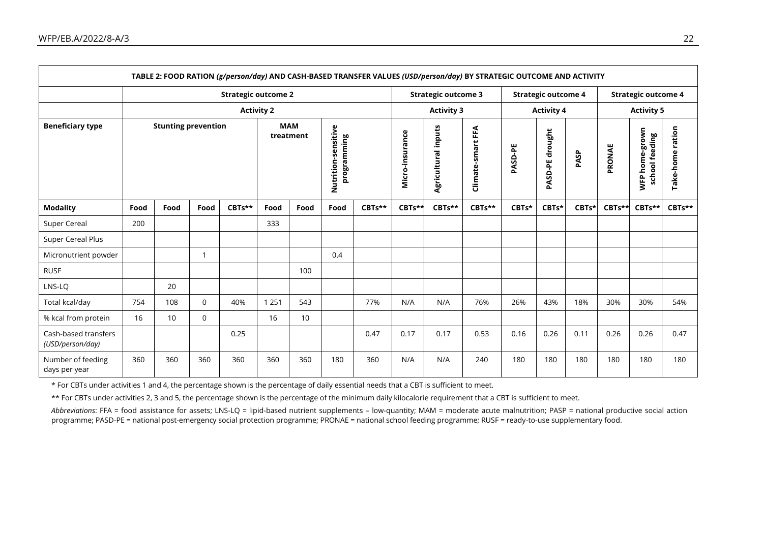| TABLE 2: FOOD RATION *(g/person/day)* AND CASH-BASED TRANSFER VALUES *(USD/person/day)* BY STRATEGIC OUTCOME AND ACTIVITY | | | | | | | | | | | | | | | | | |
|---|---|---|---|---|---|---|---|---|---|---|---|---|---|---|---|---|---|
| | Strategic outcome 2 | | | | | | | | Strategic outcome 3 | | | Strategic outcome 4 | | | Strategic outcome 4 | | |
| | Activity 2 | | | | | | | | Activity 3 | | | Activity 4 | | | Activity 5 | | |
| **Beneficiary type** | Stunting prevention | | | | MAM treatment | | Nutrition-sensitive programming | | Micro-insurance | Agricultural inputs | Climate-smart FFA | PASD-PE | PASD-PE drought | PASP | PRONAE | WFP home-grown school feeding | Take-home ration |
| **Modality** | Food | Food | Food | CBTs** | Food | Food | Food | CBTs** | CBTs** | CBTs** | CBTs** | CBTs* | CBTs* | CBTs* | CBTs** | CBTs** | CBTs** |
| Super Cereal | 200 | | | | 333 | | | | | | | | | | | | |
| Super Cereal Plus | | | | | | | | | | | | | | | | | |
| Micronutrient powder | | | 1 | | | | 0.4 | | | | | | | | | | |
| RUSF | | | | | | 100 | | | | | | | | | | | |
| LNS-LQ | | 20 | | | | | | | | | | | | | | | |
| Total kcal/day | 754 | 108 | 0 | 40% | 1 251 | 543 | | 77% | N/A | N/A | 76% | 26% | 43% | 18% | 30% | 30% | 54% |
| % kcal from protein | 16 | 10 | 0 | | 16 | 10 | | | | | | | | | | | |
| Cash-based transfers *(USD/person/day)* | | | | 0.25 | | | | 0.47 | 0.17 | 0.17 | 0.53 | 0.16 | 0.26 | 0.11 | 0.26 | 0.26 | 0.47 |
| Number of feeding days per year | 360 | 360 | 360 | 360 | 360 | 360 | 180 | 360 | N/A | N/A | 240 | 180 | 180 | 180 | 180 | 180 | 180 |

\* For CBTs under activities 1 and 4, the percentage shown is the percentage of daily essential needs that a CBT is sufficient to meet.

\*\* For CBTs under activities 2, 3 and 5, the percentage shown is the percentage of the minimum daily kilocalorie requirement that a CBT is sufficient to meet.

*Abbreviations*: FFA = food assistance for assets; LNS-LQ = lipid-based nutrient supplements – low-quantity; MAM = moderate acute malnutrition; PASP = national productive social action programme; PASD-PE = national post-emergency social protection programme; PRONAE = national school feeding programme; RUSF = ready-to-use supplementary food.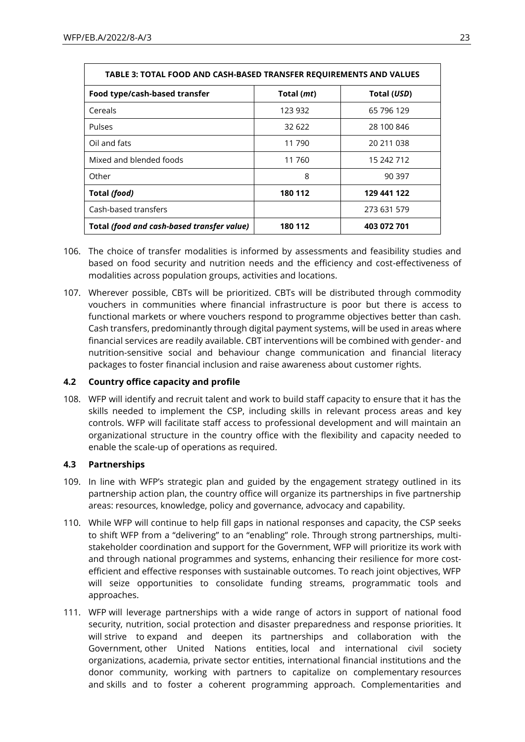| TABLE 3: TOTAL FOOD AND CASH-BASED TRANSFER REQUIREMENTS AND VALUES | | |
|---|---|---|
| **Food type/cash-based transfer** | **Total (*mt*)** | **Total (*USD*)** |
| Cereals | 123 932 | 65 796 129 |
| Pulses | 32 622 | 28 100 846 |
| Oil and fats | 11 790 | 20 211 038 |
| Mixed and blended foods | 11 760 | 15 242 712 |
| Other | 8 | 90 397 |
| **Total *(food)*** | **180 112** | **129 441 122** |
| Cash-based transfers | | 273 631 579 |
| **Total *(food and cash-based transfer value)*** | **180 112** | **403 072 701** |

106. The choice of transfer modalities is informed by assessments and feasibility studies and based on food security and nutrition needs and the efficiency and cost-effectiveness of modalities across population groups, activities and locations.

107. Wherever possible, CBTs will be prioritized. CBTs will be distributed through commodity vouchers in communities where financial infrastructure is poor but there is access to functional markets or where vouchers respond to programme objectives better than cash. Cash transfers, predominantly through digital payment systems, will be used in areas where financial services are readily available. CBT interventions will be combined with gender- and nutrition-sensitive social and behaviour change communication and financial literacy packages to foster financial inclusion and raise awareness about customer rights.

### 4.2 Country office capacity and profile

108. WFP will identify and recruit talent and work to build staff capacity to ensure that it has the skills needed to implement the CSP, including skills in relevant process areas and key controls. WFP will facilitate staff access to professional development and will maintain an organizational structure in the country office with the flexibility and capacity needed to enable the scale-up of operations as required.

### 4.3 Partnerships

109. In line with WFP's strategic plan and guided by the engagement strategy outlined in its partnership action plan, the country office will organize its partnerships in five partnership areas: resources, knowledge, policy and governance, advocacy and capability.

110. While WFP will continue to help fill gaps in national responses and capacity, the CSP seeks to shift WFP from a "delivering" to an "enabling" role. Through strong partnerships, multi-stakeholder coordination and support for the Government, WFP will prioritize its work with and through national programmes and systems, enhancing their resilience for more cost-efficient and effective responses with sustainable outcomes. To reach joint objectives, WFP will seize opportunities to consolidate funding streams, programmatic tools and approaches.

111. WFP will leverage partnerships with a wide range of actors in support of national food security, nutrition, social protection and disaster preparedness and response priorities. It will strive to expand and deepen its partnerships and collaboration with the Government, other United Nations entities, local and international civil society organizations, academia, private sector entities, international financial institutions and the donor community, working with partners to capitalize on complementary resources and skills and to foster a coherent programming approach. Complementarities and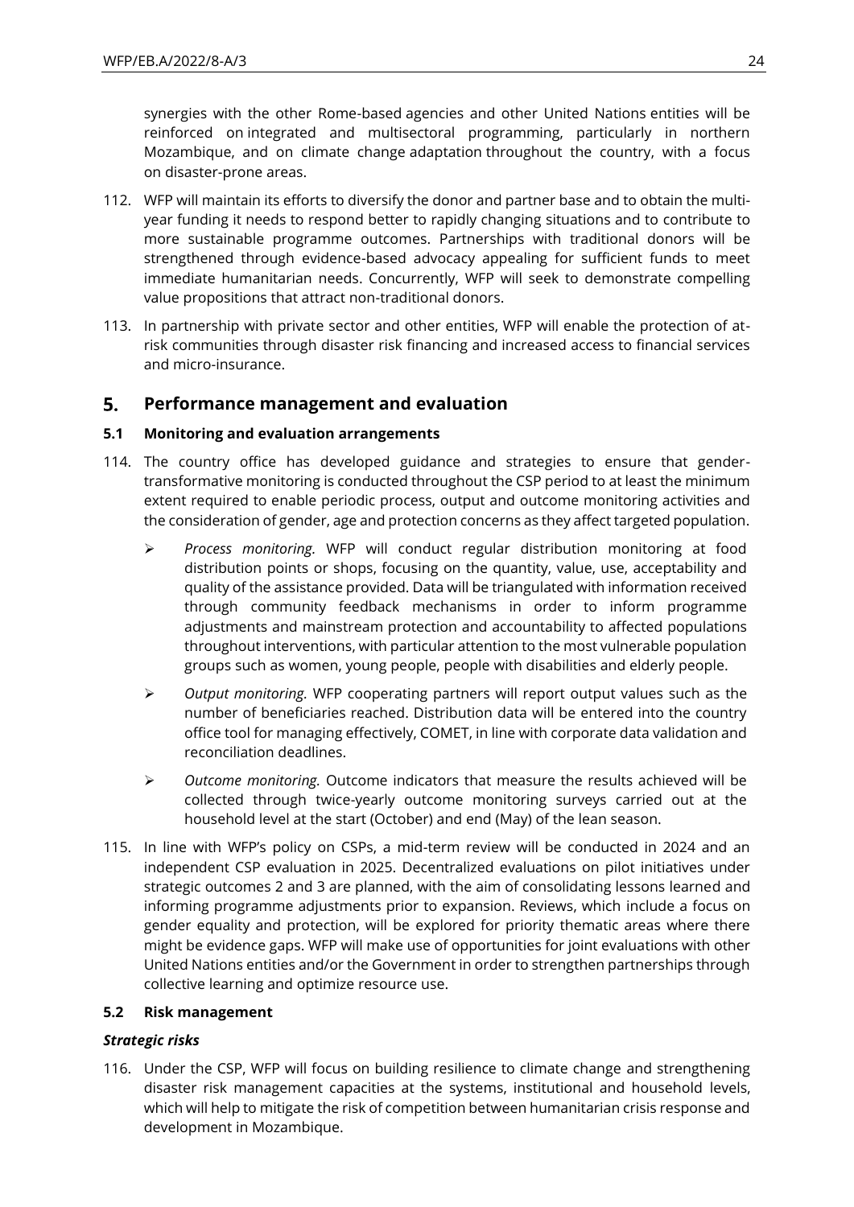synergies with the other Rome-based agencies and other United Nations entities will be reinforced on integrated and multisectoral programming, particularly in northern Mozambique, and on climate change adaptation throughout the country, with a focus on disaster-prone areas.

112. WFP will maintain its efforts to diversify the donor and partner base and to obtain the multi-year funding it needs to respond better to rapidly changing situations and to contribute to more sustainable programme outcomes. Partnerships with traditional donors will be strengthened through evidence-based advocacy appealing for sufficient funds to meet immediate humanitarian needs. Concurrently, WFP will seek to demonstrate compelling value propositions that attract non-traditional donors.

113. In partnership with private sector and other entities, WFP will enable the protection of at-risk communities through disaster risk financing and increased access to financial services and micro-insurance.

## 5. Performance management and evaluation

### 5.1 Monitoring and evaluation arrangements

114. The country office has developed guidance and strategies to ensure that gender-transformative monitoring is conducted throughout the CSP period to at least the minimum extent required to enable periodic process, output and outcome monitoring activities and the consideration of gender, age and protection concerns as they affect targeted population.

   - *Process monitoring.* WFP will conduct regular distribution monitoring at food distribution points or shops, focusing on the quantity, value, use, acceptability and quality of the assistance provided. Data will be triangulated with information received through community feedback mechanisms in order to inform programme adjustments and mainstream protection and accountability to affected populations throughout interventions, with particular attention to the most vulnerable population groups such as women, young people, people with disabilities and elderly people.

   - *Output monitoring.* WFP cooperating partners will report output values such as the number of beneficiaries reached. Distribution data will be entered into the country office tool for managing effectively, COMET, in line with corporate data validation and reconciliation deadlines.

   - *Outcome monitoring.* Outcome indicators that measure the results achieved will be collected through twice-yearly outcome monitoring surveys carried out at the household level at the start (October) and end (May) of the lean season.

115. In line with WFP's policy on CSPs, a mid-term review will be conducted in 2024 and an independent CSP evaluation in 2025. Decentralized evaluations on pilot initiatives under strategic outcomes 2 and 3 are planned, with the aim of consolidating lessons learned and informing programme adjustments prior to expansion. Reviews, which include a focus on gender equality and protection, will be explored for priority thematic areas where there might be evidence gaps. WFP will make use of opportunities for joint evaluations with other United Nations entities and/or the Government in order to strengthen partnerships through collective learning and optimize resource use.

### 5.2 Risk management

#### *Strategic risks*

116. Under the CSP, WFP will focus on building resilience to climate change and strengthening disaster risk management capacities at the systems, institutional and household levels, which will help to mitigate the risk of competition between humanitarian crisis response and development in Mozambique.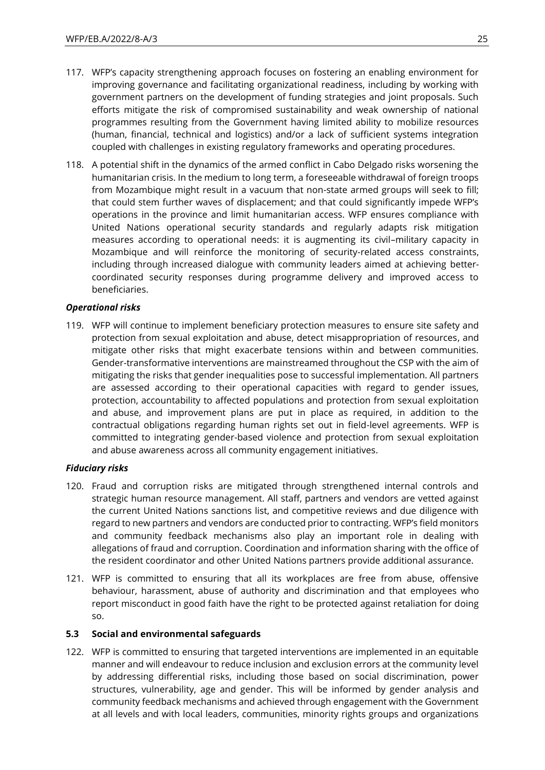117. WFP's capacity strengthening approach focuses on fostering an enabling environment for improving governance and facilitating organizational readiness, including by working with government partners on the development of funding strategies and joint proposals. Such efforts mitigate the risk of compromised sustainability and weak ownership of national programmes resulting from the Government having limited ability to mobilize resources (human, financial, technical and logistics) and/or a lack of sufficient systems integration coupled with challenges in existing regulatory frameworks and operating procedures.

118. A potential shift in the dynamics of the armed conflict in Cabo Delgado risks worsening the humanitarian crisis. In the medium to long term, a foreseeable withdrawal of foreign troops from Mozambique might result in a vacuum that non-state armed groups will seek to fill; that could stem further waves of displacement; and that could significantly impede WFP's operations in the province and limit humanitarian access. WFP ensures compliance with United Nations operational security standards and regularly adapts risk mitigation measures according to operational needs: it is augmenting its civil–military capacity in Mozambique and will reinforce the monitoring of security-related access constraints, including through increased dialogue with community leaders aimed at achieving better-coordinated security responses during programme delivery and improved access to beneficiaries.

***Operational risks***

119. WFP will continue to implement beneficiary protection measures to ensure site safety and protection from sexual exploitation and abuse, detect misappropriation of resources, and mitigate other risks that might exacerbate tensions within and between communities. Gender-transformative interventions are mainstreamed throughout the CSP with the aim of mitigating the risks that gender inequalities pose to successful implementation. All partners are assessed according to their operational capacities with regard to gender issues, protection, accountability to affected populations and protection from sexual exploitation and abuse, and improvement plans are put in place as required, in addition to the contractual obligations regarding human rights set out in field-level agreements. WFP is committed to integrating gender-based violence and protection from sexual exploitation and abuse awareness across all community engagement initiatives.

***Fiduciary risks***

120. Fraud and corruption risks are mitigated through strengthened internal controls and strategic human resource management. All staff, partners and vendors are vetted against the current United Nations sanctions list, and competitive reviews and due diligence with regard to new partners and vendors are conducted prior to contracting. WFP's field monitors and community feedback mechanisms also play an important role in dealing with allegations of fraud and corruption. Coordination and information sharing with the office of the resident coordinator and other United Nations partners provide additional assurance.

121. WFP is committed to ensuring that all its workplaces are free from abuse, offensive behaviour, harassment, abuse of authority and discrimination and that employees who report misconduct in good faith have the right to be protected against retaliation for doing so.

### 5.3 Social and environmental safeguards

122. WFP is committed to ensuring that targeted interventions are implemented in an equitable manner and will endeavour to reduce inclusion and exclusion errors at the community level by addressing differential risks, including those based on social discrimination, power structures, vulnerability, age and gender. This will be informed by gender analysis and community feedback mechanisms and achieved through engagement with the Government at all levels and with local leaders, communities, minority rights groups and organizations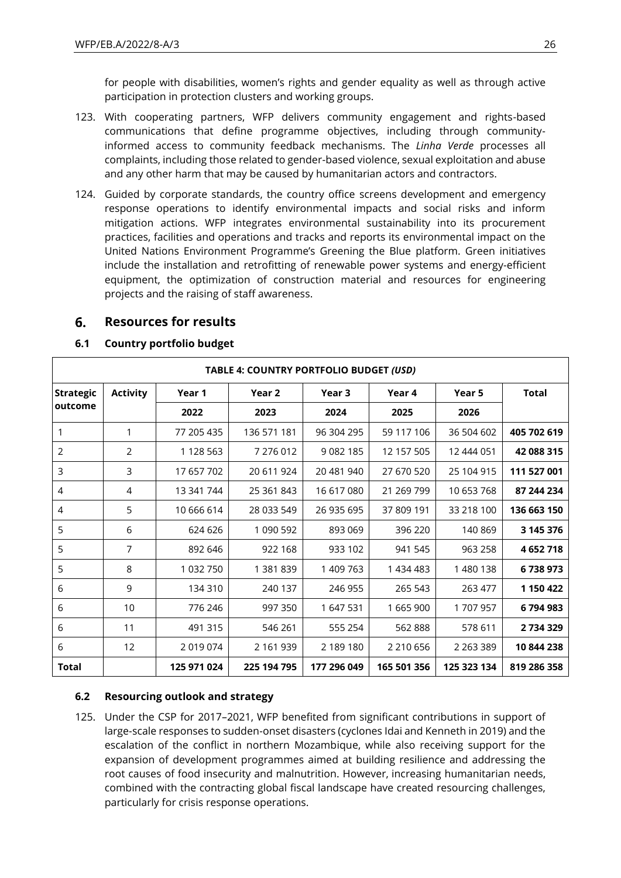for people with disabilities, women's rights and gender equality as well as through active participation in protection clusters and working groups.

123. With cooperating partners, WFP delivers community engagement and rights-based communications that define programme objectives, including through community-informed access to community feedback mechanisms. The *Linha Verde* processes all complaints, including those related to gender-based violence, sexual exploitation and abuse and any other harm that may be caused by humanitarian actors and contractors.

124. Guided by corporate standards, the country office screens development and emergency response operations to identify environmental impacts and social risks and inform mitigation actions. WFP integrates environmental sustainability into its procurement practices, facilities and operations and tracks and reports its environmental impact on the United Nations Environment Programme's Greening the Blue platform. Green initiatives include the installation and retrofitting of renewable power systems and energy-efficient equipment, the optimization of construction material and resources for engineering projects and the raising of staff awareness.

# 6. Resources for results

## 6.1 Country portfolio budget

**TABLE 4: COUNTRY PORTFOLIO BUDGET *(USD)***

| Strategic outcome | Activity | Year 1 | Year 2 | Year 3 | Year 4 | Year 5 | Total |
|---|---|---|---|---|---|---|---|
| | | 2022 | 2023 | 2024 | 2025 | 2026 | |
| 1 | 1 | 77 205 435 | 136 571 181 | 96 304 295 | 59 117 106 | 36 504 602 | **405 702 619** |
| 2 | 2 | 1 128 563 | 7 276 012 | 9 082 185 | 12 157 505 | 12 444 051 | **42 088 315** |
| 3 | 3 | 17 657 702 | 20 611 924 | 20 481 940 | 27 670 520 | 25 104 915 | **111 527 001** |
| 4 | 4 | 13 341 744 | 25 361 843 | 16 617 080 | 21 269 799 | 10 653 768 | **87 244 234** |
| 4 | 5 | 10 666 614 | 28 033 549 | 26 935 695 | 37 809 191 | 33 218 100 | **136 663 150** |
| 5 | 6 | 624 626 | 1 090 592 | 893 069 | 396 220 | 140 869 | **3 145 376** |
| 5 | 7 | 892 646 | 922 168 | 933 102 | 941 545 | 963 258 | **4 652 718** |
| 5 | 8 | 1 032 750 | 1 381 839 | 1 409 763 | 1 434 483 | 1 480 138 | **6 738 973** |
| 6 | 9 | 134 310 | 240 137 | 246 955 | 265 543 | 263 477 | **1 150 422** |
| 6 | 10 | 776 246 | 997 350 | 1 647 531 | 1 665 900 | 1 707 957 | **6 794 983** |
| 6 | 11 | 491 315 | 546 261 | 555 254 | 562 888 | 578 611 | **2 734 329** |
| 6 | 12 | 2 019 074 | 2 161 939 | 2 189 180 | 2 210 656 | 2 263 389 | **10 844 238** |
| **Total** | | **125 971 024** | **225 194 795** | **177 296 049** | **165 501 356** | **125 323 134** | **819 286 358** |

## 6.2 Resourcing outlook and strategy

125. Under the CSP for 2017–2021, WFP benefited from significant contributions in support of large-scale responses to sudden-onset disasters (cyclones Idai and Kenneth in 2019) and the escalation of the conflict in northern Mozambique, while also receiving support for the expansion of development programmes aimed at building resilience and addressing the root causes of food insecurity and malnutrition. However, increasing humanitarian needs, combined with the contracting global fiscal landscape have created resourcing challenges, particularly for crisis response operations.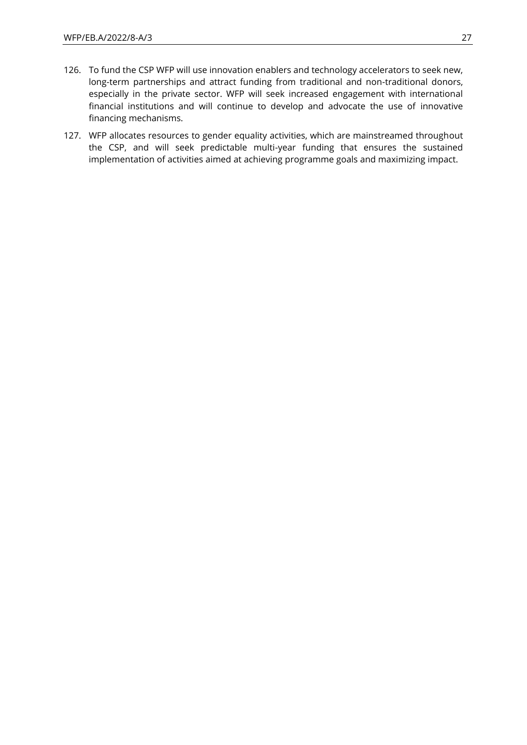126. To fund the CSP WFP will use innovation enablers and technology accelerators to seek new, long-term partnerships and attract funding from traditional and non-traditional donors, especially in the private sector. WFP will seek increased engagement with international financial institutions and will continue to develop and advocate the use of innovative financing mechanisms.

127. WFP allocates resources to gender equality activities, which are mainstreamed throughout the CSP, and will seek predictable multi-year funding that ensures the sustained implementation of activities aimed at achieving programme goals and maximizing impact.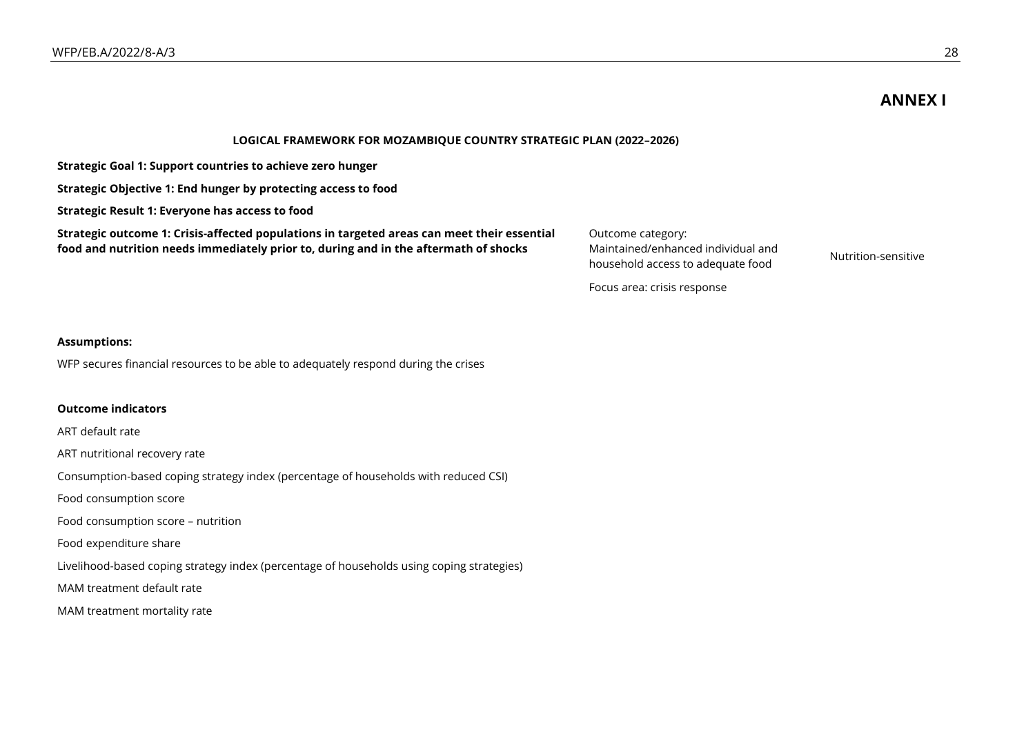# ANNEX I

**LOGICAL FRAMEWORK FOR MOZAMBIQUE COUNTRY STRATEGIC PLAN (2022–2026)**

**Strategic Goal 1: Support countries to achieve zero hunger**

**Strategic Objective 1: End hunger by protecting access to food**

**Strategic Result 1: Everyone has access to food**

| | | |
|---|---|---|
| **Strategic outcome 1: Crisis-affected populations in targeted areas can meet their essential food and nutrition needs immediately prior to, during and in the aftermath of shocks** | Outcome category: Maintained/enhanced individual and household access to adequate food<br><br>Focus area: crisis response | Nutrition-sensitive |

**Assumptions:**

WFP secures financial resources to be able to adequately respond during the crises

**Outcome indicators**

ART default rate

ART nutritional recovery rate

Consumption-based coping strategy index (percentage of households with reduced CSI)

Food consumption score

Food consumption score – nutrition

Food expenditure share

Livelihood-based coping strategy index (percentage of households using coping strategies)

MAM treatment default rate

MAM treatment mortality rate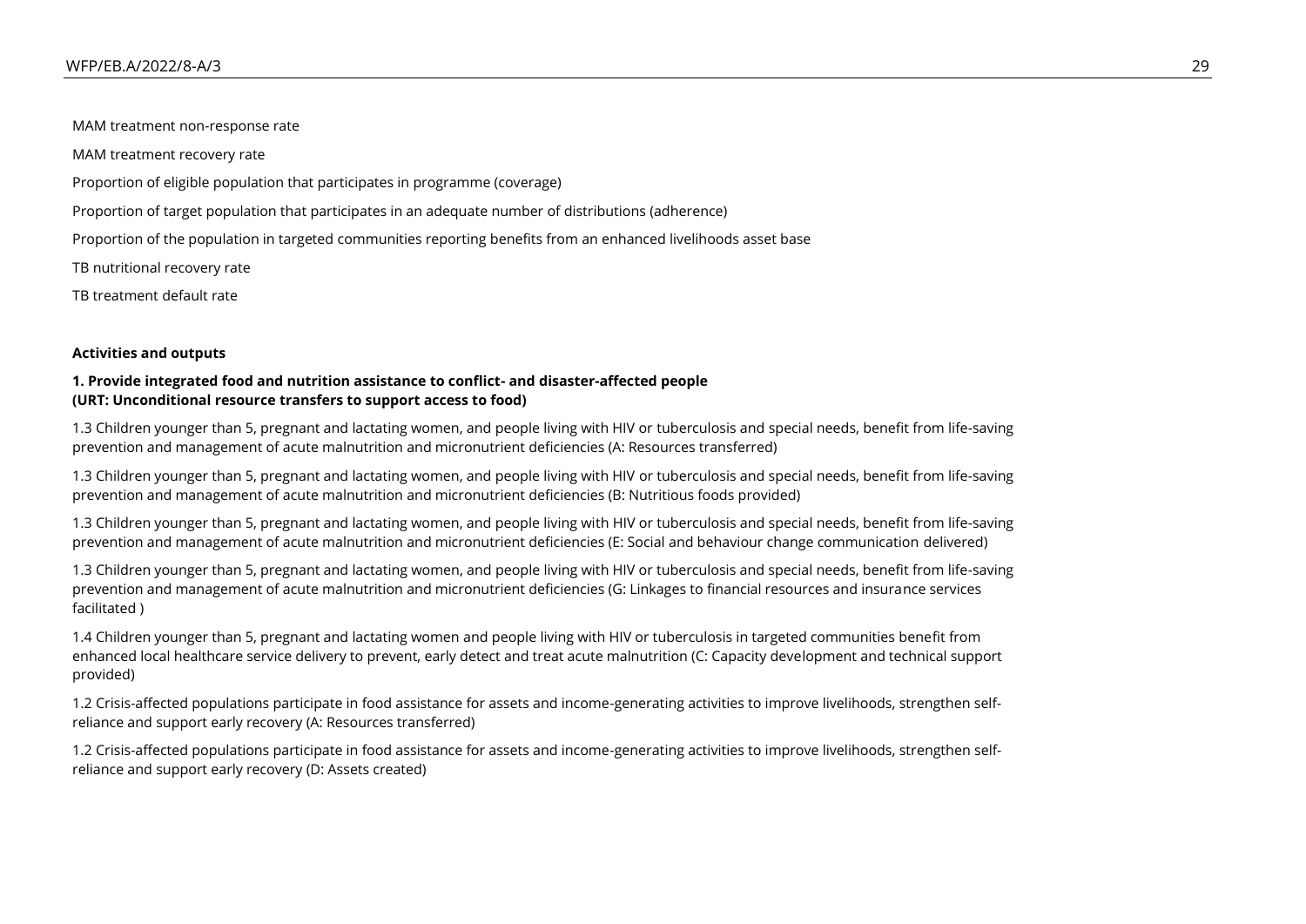MAM treatment non-response rate

MAM treatment recovery rate

Proportion of eligible population that participates in programme (coverage)

Proportion of target population that participates in an adequate number of distributions (adherence)

Proportion of the population in targeted communities reporting benefits from an enhanced livelihoods asset base

TB nutritional recovery rate

TB treatment default rate

**Activities and outputs**

**1. Provide integrated food and nutrition assistance to conflict- and disaster-affected people (URT: Unconditional resource transfers to support access to food)**

1.3 Children younger than 5, pregnant and lactating women, and people living with HIV or tuberculosis and special needs, benefit from life-saving prevention and management of acute malnutrition and micronutrient deficiencies (A: Resources transferred)

1.3 Children younger than 5, pregnant and lactating women, and people living with HIV or tuberculosis and special needs, benefit from life-saving prevention and management of acute malnutrition and micronutrient deficiencies (B: Nutritious foods provided)

1.3 Children younger than 5, pregnant and lactating women, and people living with HIV or tuberculosis and special needs, benefit from life-saving prevention and management of acute malnutrition and micronutrient deficiencies (E: Social and behaviour change communication delivered)

1.3 Children younger than 5, pregnant and lactating women, and people living with HIV or tuberculosis and special needs, benefit from life-saving prevention and management of acute malnutrition and micronutrient deficiencies (G: Linkages to financial resources and insurance services facilitated )

1.4 Children younger than 5, pregnant and lactating women and people living with HIV or tuberculosis in targeted communities benefit from enhanced local healthcare service delivery to prevent, early detect and treat acute malnutrition (C: Capacity development and technical support provided)

1.2 Crisis-affected populations participate in food assistance for assets and income-generating activities to improve livelihoods, strengthen self-reliance and support early recovery (A: Resources transferred)

1.2 Crisis-affected populations participate in food assistance for assets and income-generating activities to improve livelihoods, strengthen self-reliance and support early recovery (D: Assets created)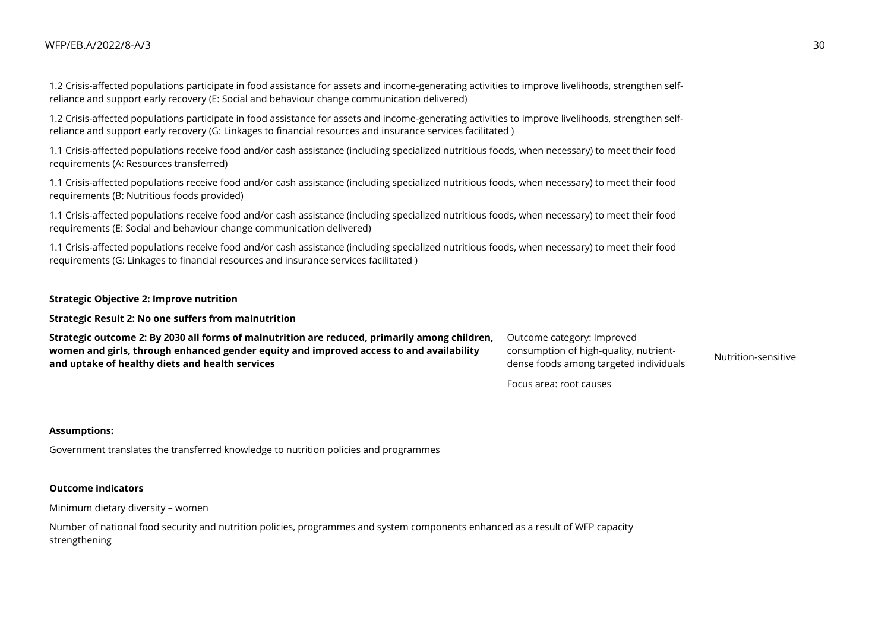1.2 Crisis-affected populations participate in food assistance for assets and income-generating activities to improve livelihoods, strengthen self-reliance and support early recovery (E: Social and behaviour change communication delivered)

1.2 Crisis-affected populations participate in food assistance for assets and income-generating activities to improve livelihoods, strengthen self-reliance and support early recovery (G: Linkages to financial resources and insurance services facilitated )

1.1 Crisis-affected populations receive food and/or cash assistance (including specialized nutritious foods, when necessary) to meet their food requirements (A: Resources transferred)

1.1 Crisis-affected populations receive food and/or cash assistance (including specialized nutritious foods, when necessary) to meet their food requirements (B: Nutritious foods provided)

1.1 Crisis-affected populations receive food and/or cash assistance (including specialized nutritious foods, when necessary) to meet their food requirements (E: Social and behaviour change communication delivered)

1.1 Crisis-affected populations receive food and/or cash assistance (including specialized nutritious foods, when necessary) to meet their food requirements (G: Linkages to financial resources and insurance services facilitated )

**Strategic Objective 2: Improve nutrition**

**Strategic Result 2: No one suffers from malnutrition**

| | | |
|---|---|---|
| **Strategic outcome 2: By 2030 all forms of malnutrition are reduced, primarily among children, women and girls, through enhanced gender equity and improved access to and availability and uptake of healthy diets and health services** | Outcome category: Improved consumption of high-quality, nutrient-dense foods among targeted individuals<br><br>Focus area: root causes | Nutrition-sensitive |

**Assumptions:**

Government translates the transferred knowledge to nutrition policies and programmes

**Outcome indicators**

Minimum dietary diversity – women

Number of national food security and nutrition policies, programmes and system components enhanced as a result of WFP capacity strengthening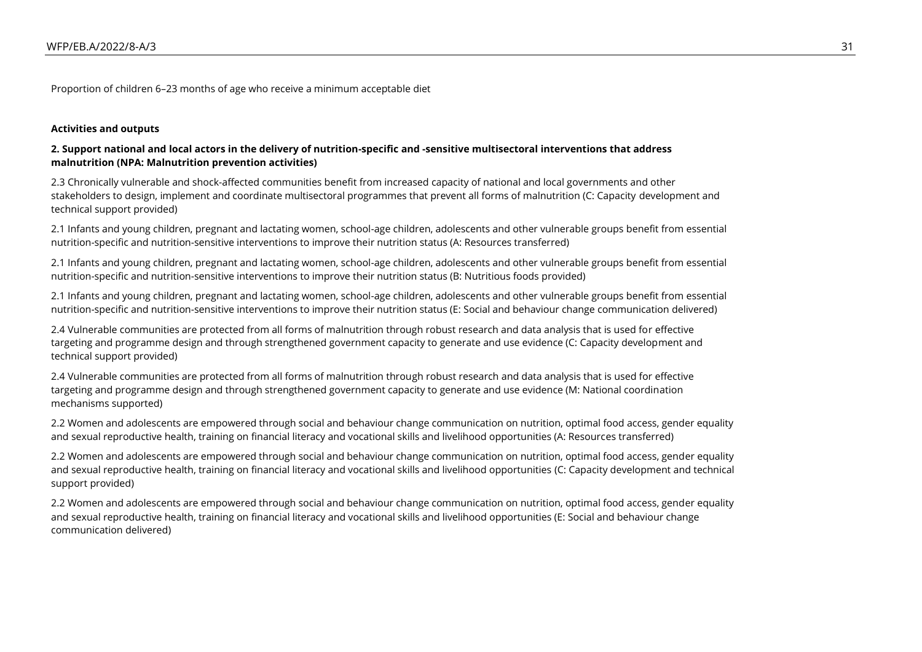Proportion of children 6–23 months of age who receive a minimum acceptable diet

**Activities and outputs**

**2. Support national and local actors in the delivery of nutrition-specific and -sensitive multisectoral interventions that address malnutrition (NPA: Malnutrition prevention activities)**

2.3 Chronically vulnerable and shock-affected communities benefit from increased capacity of national and local governments and other stakeholders to design, implement and coordinate multisectoral programmes that prevent all forms of malnutrition (C: Capacity development and technical support provided)

2.1 Infants and young children, pregnant and lactating women, school-age children, adolescents and other vulnerable groups benefit from essential nutrition-specific and nutrition-sensitive interventions to improve their nutrition status (A: Resources transferred)

2.1 Infants and young children, pregnant and lactating women, school-age children, adolescents and other vulnerable groups benefit from essential nutrition-specific and nutrition-sensitive interventions to improve their nutrition status (B: Nutritious foods provided)

2.1 Infants and young children, pregnant and lactating women, school-age children, adolescents and other vulnerable groups benefit from essential nutrition-specific and nutrition-sensitive interventions to improve their nutrition status (E: Social and behaviour change communication delivered)

2.4 Vulnerable communities are protected from all forms of malnutrition through robust research and data analysis that is used for effective targeting and programme design and through strengthened government capacity to generate and use evidence (C: Capacity development and technical support provided)

2.4 Vulnerable communities are protected from all forms of malnutrition through robust research and data analysis that is used for effective targeting and programme design and through strengthened government capacity to generate and use evidence (M: National coordination mechanisms supported)

2.2 Women and adolescents are empowered through social and behaviour change communication on nutrition, optimal food access, gender equality and sexual reproductive health, training on financial literacy and vocational skills and livelihood opportunities (A: Resources transferred)

2.2 Women and adolescents are empowered through social and behaviour change communication on nutrition, optimal food access, gender equality and sexual reproductive health, training on financial literacy and vocational skills and livelihood opportunities (C: Capacity development and technical support provided)

2.2 Women and adolescents are empowered through social and behaviour change communication on nutrition, optimal food access, gender equality and sexual reproductive health, training on financial literacy and vocational skills and livelihood opportunities (E: Social and behaviour change communication delivered)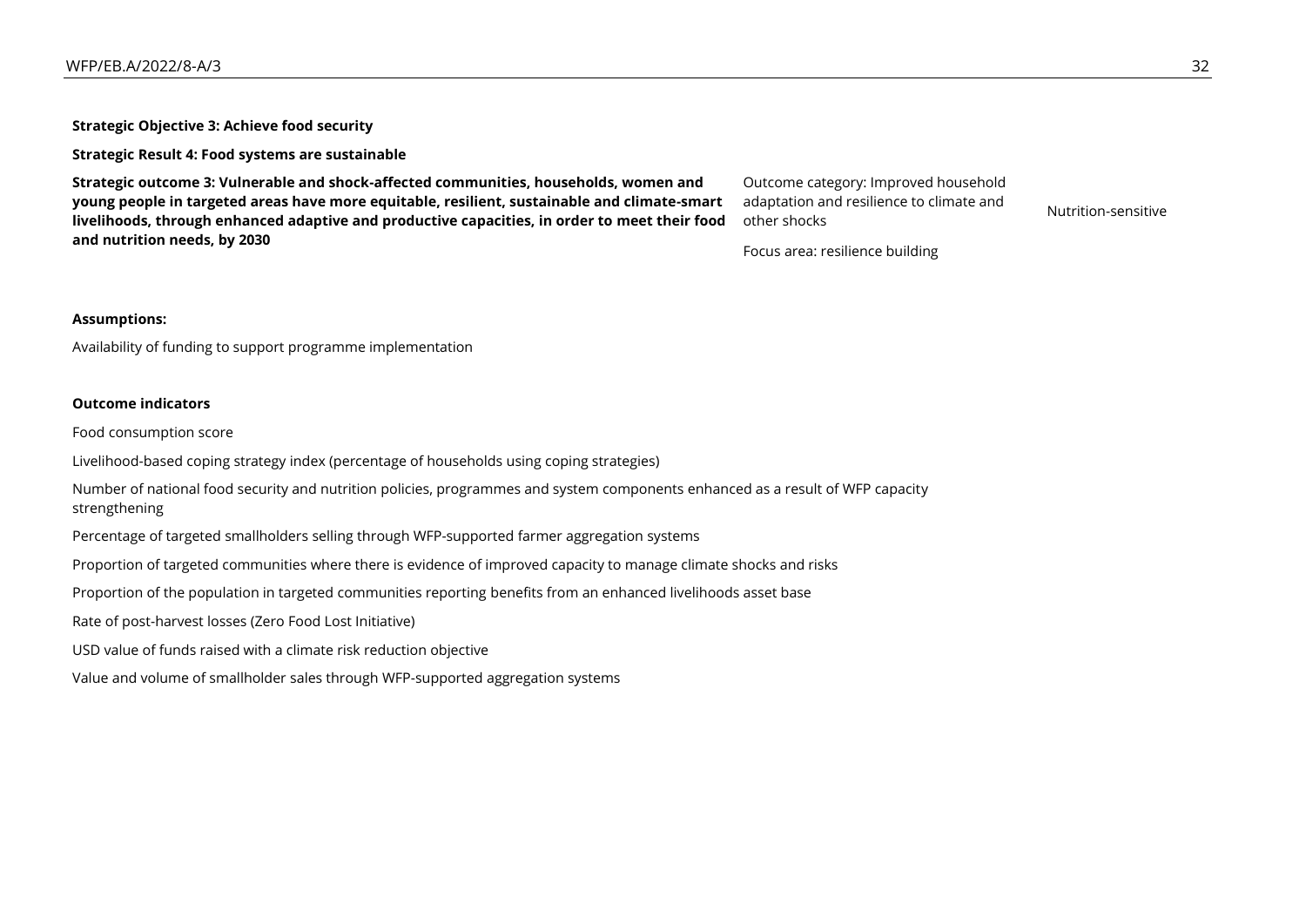**Strategic Objective 3: Achieve food security**

**Strategic Result 4: Food systems are sustainable**

| | | |
|---|---|---|
| **Strategic outcome 3: Vulnerable and shock-affected communities, households, women and young people in targeted areas have more equitable, resilient, sustainable and climate-smart livelihoods, through enhanced adaptive and productive capacities, in order to meet their food and nutrition needs, by 2030** | Outcome category: Improved household adaptation and resilience to climate and other shocks<br><br>Focus area: resilience building | Nutrition-sensitive |

**Assumptions:**

Availability of funding to support programme implementation

**Outcome indicators**

Food consumption score

Livelihood-based coping strategy index (percentage of households using coping strategies)

Number of national food security and nutrition policies, programmes and system components enhanced as a result of WFP capacity strengthening

Percentage of targeted smallholders selling through WFP-supported farmer aggregation systems

Proportion of targeted communities where there is evidence of improved capacity to manage climate shocks and risks

Proportion of the population in targeted communities reporting benefits from an enhanced livelihoods asset base

Rate of post-harvest losses (Zero Food Lost Initiative)

USD value of funds raised with a climate risk reduction objective

Value and volume of smallholder sales through WFP-supported aggregation systems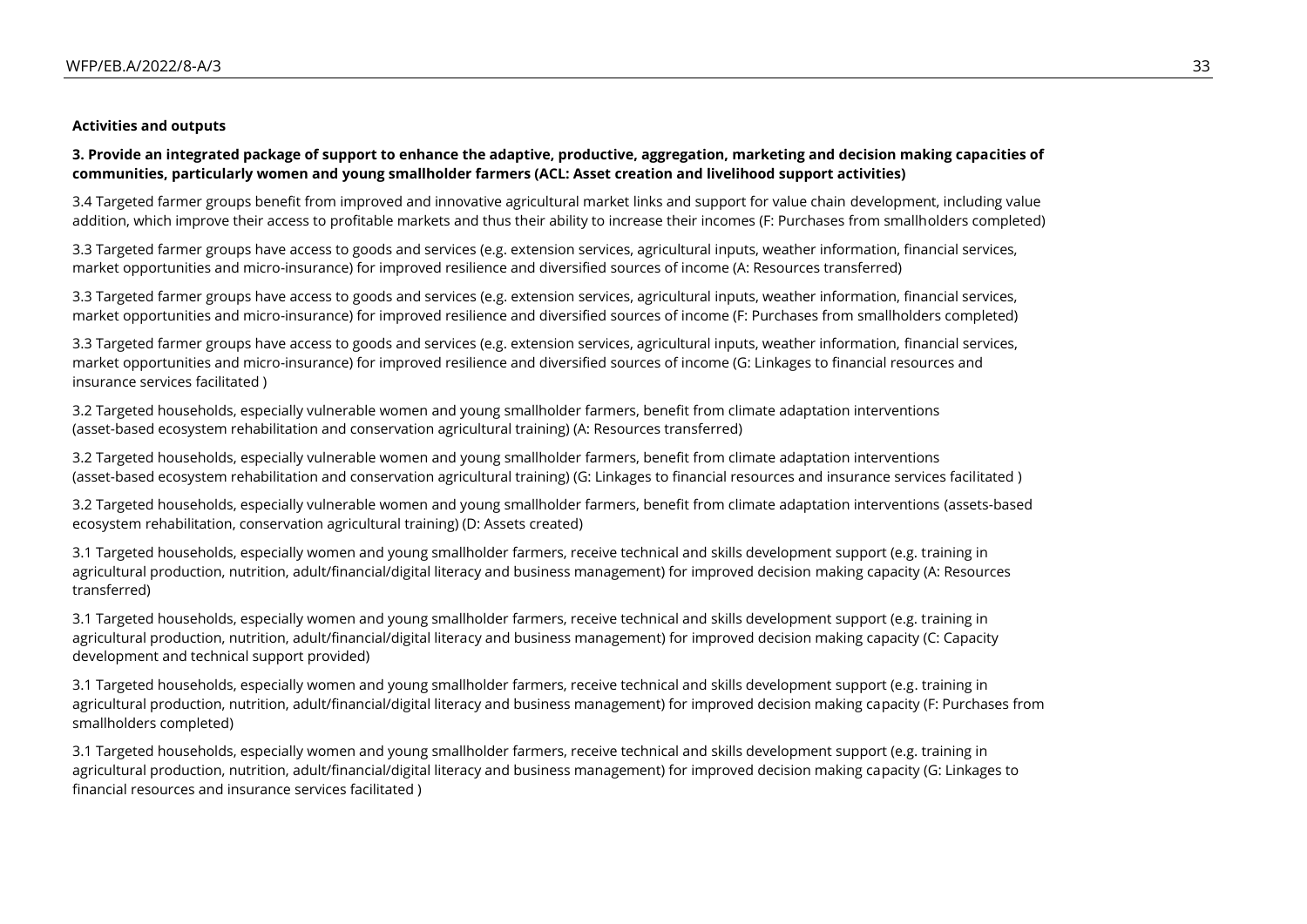**Activities and outputs**

**3. Provide an integrated package of support to enhance the adaptive, productive, aggregation, marketing and decision making capacities of communities, particularly women and young smallholder farmers (ACL: Asset creation and livelihood support activities)**

3.4 Targeted farmer groups benefit from improved and innovative agricultural market links and support for value chain development, including value addition, which improve their access to profitable markets and thus their ability to increase their incomes (F: Purchases from smallholders completed)

3.3 Targeted farmer groups have access to goods and services (e.g. extension services, agricultural inputs, weather information, financial services, market opportunities and micro-insurance) for improved resilience and diversified sources of income (A: Resources transferred)

3.3 Targeted farmer groups have access to goods and services (e.g. extension services, agricultural inputs, weather information, financial services, market opportunities and micro-insurance) for improved resilience and diversified sources of income (F: Purchases from smallholders completed)

3.3 Targeted farmer groups have access to goods and services (e.g. extension services, agricultural inputs, weather information, financial services, market opportunities and micro-insurance) for improved resilience and diversified sources of income (G: Linkages to financial resources and insurance services facilitated )

3.2 Targeted households, especially vulnerable women and young smallholder farmers, benefit from climate adaptation interventions (asset-based ecosystem rehabilitation and conservation agricultural training) (A: Resources transferred)

3.2 Targeted households, especially vulnerable women and young smallholder farmers, benefit from climate adaptation interventions (asset-based ecosystem rehabilitation and conservation agricultural training) (G: Linkages to financial resources and insurance services facilitated )

3.2 Targeted households, especially vulnerable women and young smallholder farmers, benefit from climate adaptation interventions (assets-based ecosystem rehabilitation, conservation agricultural training) (D: Assets created)

3.1 Targeted households, especially women and young smallholder farmers, receive technical and skills development support (e.g. training in agricultural production, nutrition, adult/financial/digital literacy and business management) for improved decision making capacity (A: Resources transferred)

3.1 Targeted households, especially women and young smallholder farmers, receive technical and skills development support (e.g. training in agricultural production, nutrition, adult/financial/digital literacy and business management) for improved decision making capacity (C: Capacity development and technical support provided)

3.1 Targeted households, especially women and young smallholder farmers, receive technical and skills development support (e.g. training in agricultural production, nutrition, adult/financial/digital literacy and business management) for improved decision making capacity (F: Purchases from smallholders completed)

3.1 Targeted households, especially women and young smallholder farmers, receive technical and skills development support (e.g. training in agricultural production, nutrition, adult/financial/digital literacy and business management) for improved decision making capacity (G: Linkages to financial resources and insurance services facilitated )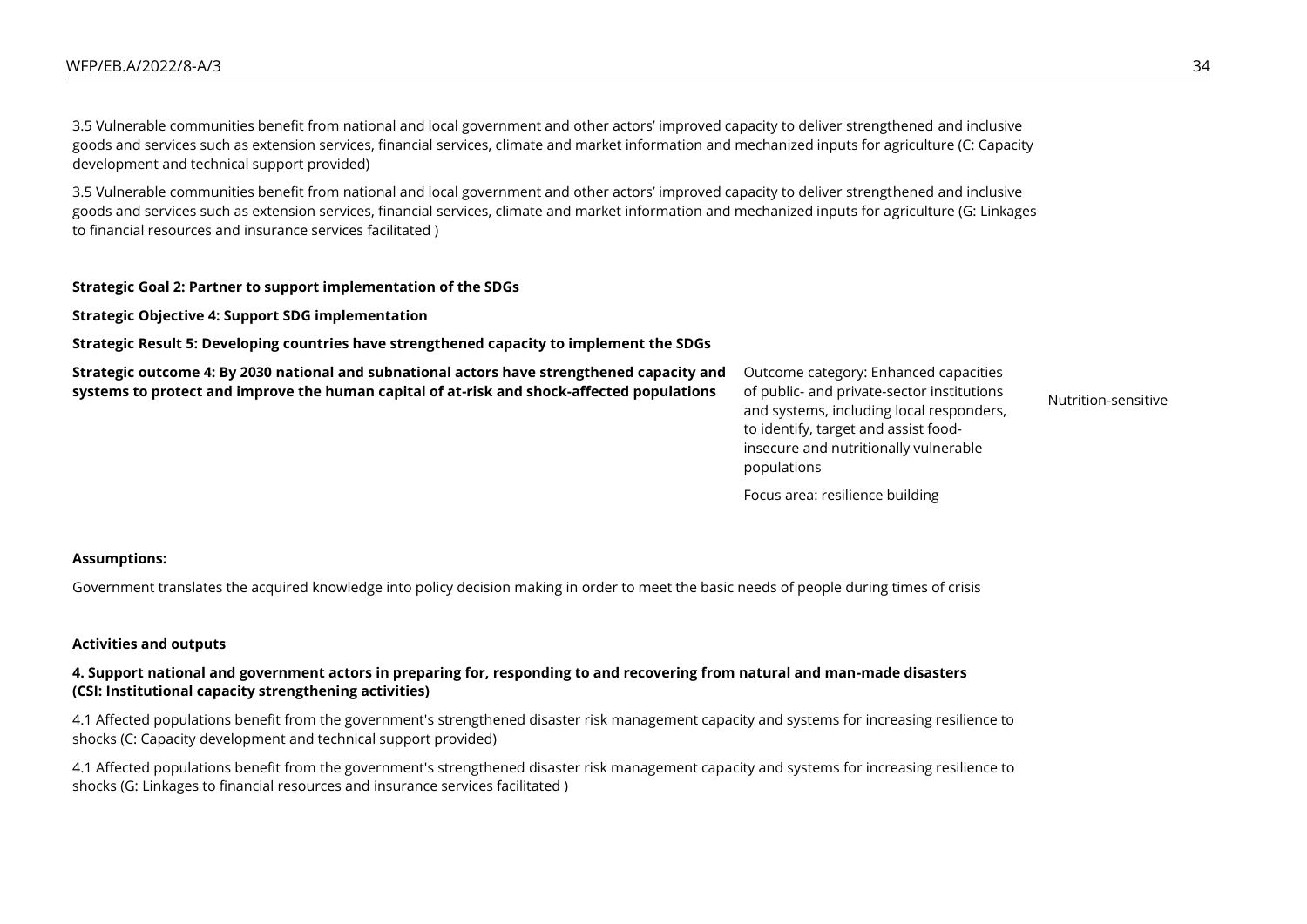3.5 Vulnerable communities benefit from national and local government and other actors’ improved capacity to deliver strengthened and inclusive goods and services such as extension services, financial services, climate and market information and mechanized inputs for agriculture (C: Capacity development and technical support provided)

3.5 Vulnerable communities benefit from national and local government and other actors’ improved capacity to deliver strengthened and inclusive goods and services such as extension services, financial services, climate and market information and mechanized inputs for agriculture (G: Linkages to financial resources and insurance services facilitated )

**Strategic Goal 2: Partner to support implementation of the SDGs**

**Strategic Objective 4: Support SDG implementation**

**Strategic Result 5: Developing countries have strengthened capacity to implement the SDGs**

| | | |
|---|---|---|
| **Strategic outcome 4: By 2030 national and subnational actors have strengthened capacity and systems to protect and improve the human capital of at-risk and shock-affected populations** | Outcome category: Enhanced capacities of public- and private-sector institutions and systems, including local responders, to identify, target and assist food-insecure and nutritionally vulnerable populations<br><br>Focus area: resilience building | Nutrition-sensitive |

**Assumptions:**

Government translates the acquired knowledge into policy decision making in order to meet the basic needs of people during times of crisis

**Activities and outputs**

**4. Support national and government actors in preparing for, responding to and recovering from natural and man-made disasters (CSI: Institutional capacity strengthening activities)**

4.1 Affected populations benefit from the government's strengthened disaster risk management capacity and systems for increasing resilience to shocks (C: Capacity development and technical support provided)

4.1 Affected populations benefit from the government's strengthened disaster risk management capacity and systems for increasing resilience to shocks (G: Linkages to financial resources and insurance services facilitated )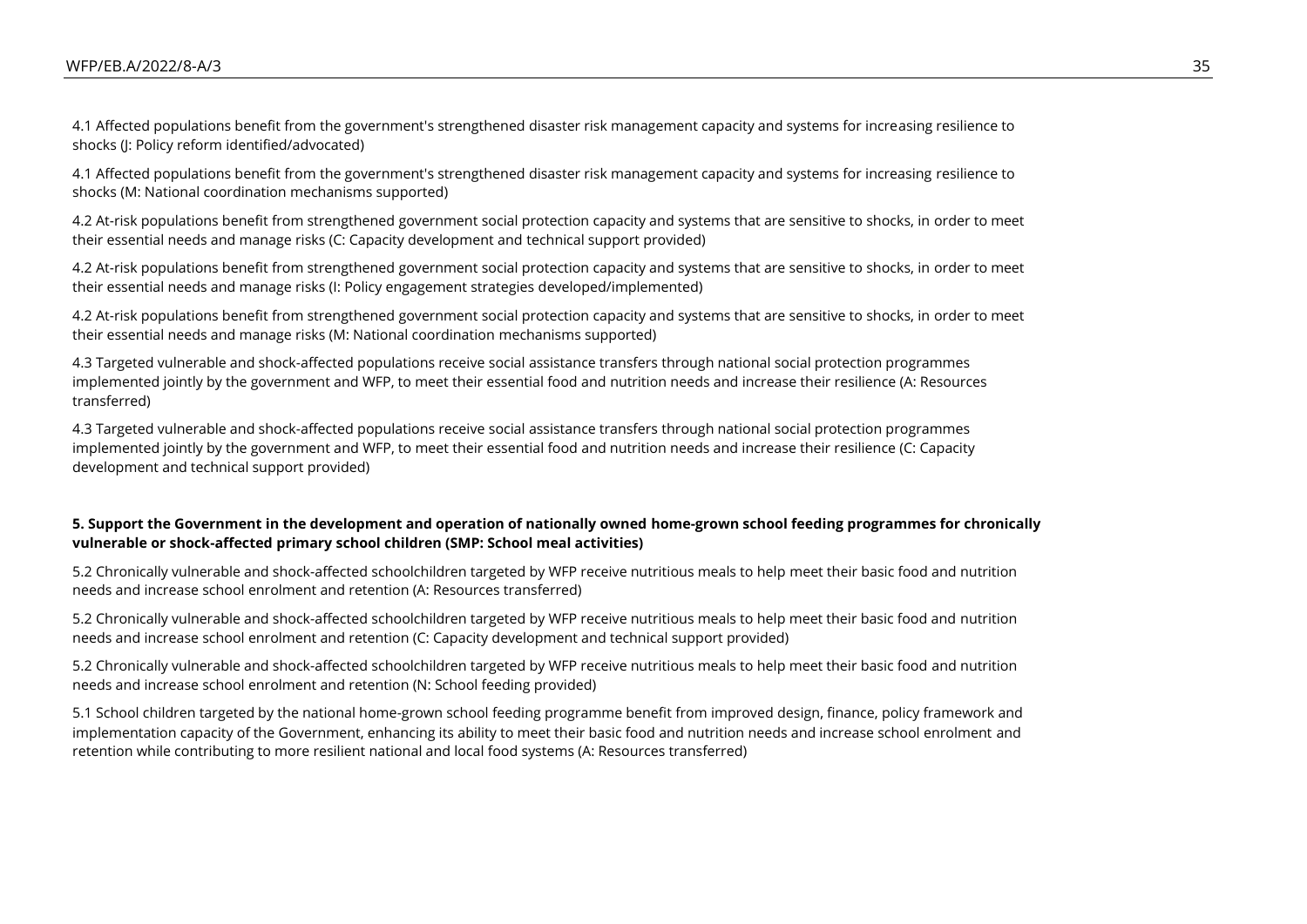4.1 Affected populations benefit from the government's strengthened disaster risk management capacity and systems for increasing resilience to shocks (J: Policy reform identified/advocated)

4.1 Affected populations benefit from the government's strengthened disaster risk management capacity and systems for increasing resilience to shocks (M: National coordination mechanisms supported)

4.2 At-risk populations benefit from strengthened government social protection capacity and systems that are sensitive to shocks, in order to meet their essential needs and manage risks (C: Capacity development and technical support provided)

4.2 At-risk populations benefit from strengthened government social protection capacity and systems that are sensitive to shocks, in order to meet their essential needs and manage risks (I: Policy engagement strategies developed/implemented)

4.2 At-risk populations benefit from strengthened government social protection capacity and systems that are sensitive to shocks, in order to meet their essential needs and manage risks (M: National coordination mechanisms supported)

4.3 Targeted vulnerable and shock-affected populations receive social assistance transfers through national social protection programmes implemented jointly by the government and WFP, to meet their essential food and nutrition needs and increase their resilience (A: Resources transferred)

4.3 Targeted vulnerable and shock-affected populations receive social assistance transfers through national social protection programmes implemented jointly by the government and WFP, to meet their essential food and nutrition needs and increase their resilience (C: Capacity development and technical support provided)

**5. Support the Government in the development and operation of nationally owned home-grown school feeding programmes for chronically vulnerable or shock-affected primary school children (SMP: School meal activities)**

5.2 Chronically vulnerable and shock-affected schoolchildren targeted by WFP receive nutritious meals to help meet their basic food and nutrition needs and increase school enrolment and retention (A: Resources transferred)

5.2 Chronically vulnerable and shock-affected schoolchildren targeted by WFP receive nutritious meals to help meet their basic food and nutrition needs and increase school enrolment and retention (C: Capacity development and technical support provided)

5.2 Chronically vulnerable and shock-affected schoolchildren targeted by WFP receive nutritious meals to help meet their basic food and nutrition needs and increase school enrolment and retention (N: School feeding provided)

5.1 School children targeted by the national home-grown school feeding programme benefit from improved design, finance, policy framework and implementation capacity of the Government, enhancing its ability to meet their basic food and nutrition needs and increase school enrolment and retention while contributing to more resilient national and local food systems (A: Resources transferred)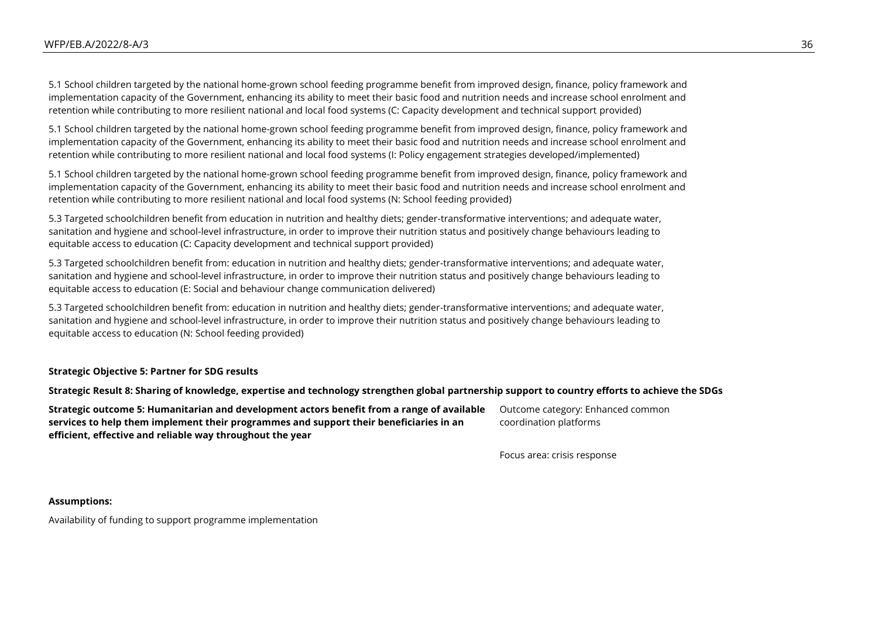5.1 School children targeted by the national home-grown school feeding programme benefit from improved design, finance, policy framework and implementation capacity of the Government, enhancing its ability to meet their basic food and nutrition needs and increase school enrolment and retention while contributing to more resilient national and local food systems (C: Capacity development and technical support provided)

5.1 School children targeted by the national home-grown school feeding programme benefit from improved design, finance, policy framework and implementation capacity of the Government, enhancing its ability to meet their basic food and nutrition needs and increase school enrolment and retention while contributing to more resilient national and local food systems (I: Policy engagement strategies developed/implemented)

5.1 School children targeted by the national home-grown school feeding programme benefit from improved design, finance, policy framework and implementation capacity of the Government, enhancing its ability to meet their basic food and nutrition needs and increase school enrolment and retention while contributing to more resilient national and local food systems (N: School feeding provided)

5.3 Targeted schoolchildren benefit from education in nutrition and healthy diets; gender-transformative interventions; and adequate water, sanitation and hygiene and school-level infrastructure, in order to improve their nutrition status and positively change behaviours leading to equitable access to education (C: Capacity development and technical support provided)

5.3 Targeted schoolchildren benefit from: education in nutrition and healthy diets; gender-transformative interventions; and adequate water, sanitation and hygiene and school-level infrastructure, in order to improve their nutrition status and positively change behaviours leading to equitable access to education (E: Social and behaviour change communication delivered)

5.3 Targeted schoolchildren benefit from: education in nutrition and healthy diets; gender-transformative interventions; and adequate water, sanitation and hygiene and school-level infrastructure, in order to improve their nutrition status and positively change behaviours leading to equitable access to education (N: School feeding provided)

**Strategic Objective 5: Partner for SDG results**

**Strategic Result 8: Sharing of knowledge, expertise and technology strengthen global partnership support to country efforts to achieve the SDGs**

**Strategic outcome 5: Humanitarian and development actors benefit from a range of available services to help them implement their programmes and support their beneficiaries in an efficient, effective and reliable way throughout the year**

Outcome category: Enhanced common coordination platforms

Focus area: crisis response

**Assumptions:**

Availability of funding to support programme implementation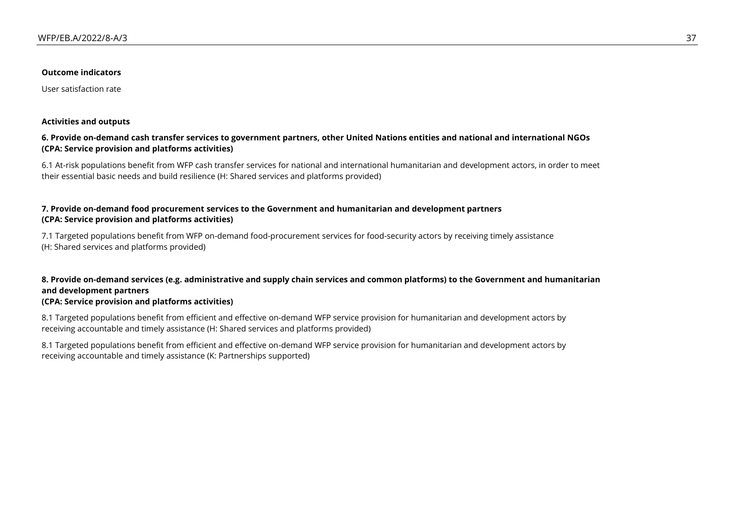**Outcome indicators**

User satisfaction rate

**Activities and outputs**

**6. Provide on-demand cash transfer services to government partners, other United Nations entities and national and international NGOs (CPA: Service provision and platforms activities)**

6.1 At-risk populations benefit from WFP cash transfer services for national and international humanitarian and development actors, in order to meet their essential basic needs and build resilience (H: Shared services and platforms provided)

**7. Provide on-demand food procurement services to the Government and humanitarian and development partners (CPA: Service provision and platforms activities)**

7.1 Targeted populations benefit from WFP on-demand food-procurement services for food-security actors by receiving timely assistance (H: Shared services and platforms provided)

**8. Provide on-demand services (e.g. administrative and supply chain services and common platforms) to the Government and humanitarian and development partners**
**(CPA: Service provision and platforms activities)**

8.1 Targeted populations benefit from efficient and effective on-demand WFP service provision for humanitarian and development actors by receiving accountable and timely assistance (H: Shared services and platforms provided)

8.1 Targeted populations benefit from efficient and effective on-demand WFP service provision for humanitarian and development actors by receiving accountable and timely assistance (K: Partnerships supported)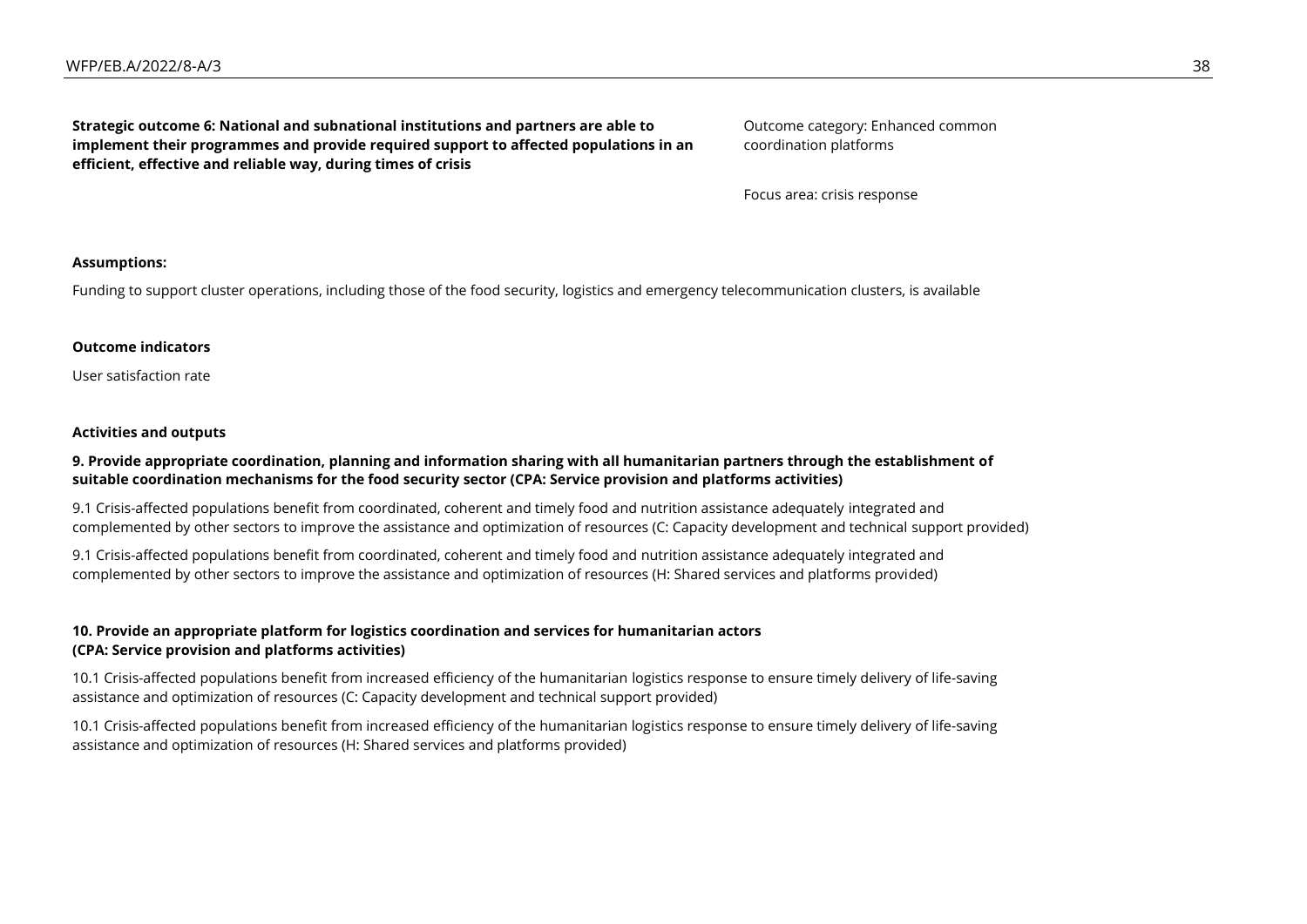**Strategic outcome 6: National and subnational institutions and partners are able to implement their programmes and provide required support to affected populations in an efficient, effective and reliable way, during times of crisis**

Outcome category: Enhanced common coordination platforms

Focus area: crisis response

**Assumptions:**

Funding to support cluster operations, including those of the food security, logistics and emergency telecommunication clusters, is available

**Outcome indicators**

User satisfaction rate

**Activities and outputs**

**9. Provide appropriate coordination, planning and information sharing with all humanitarian partners through the establishment of suitable coordination mechanisms for the food security sector (CPA: Service provision and platforms activities)**

9.1 Crisis-affected populations benefit from coordinated, coherent and timely food and nutrition assistance adequately integrated and complemented by other sectors to improve the assistance and optimization of resources (C: Capacity development and technical support provided)

9.1 Crisis-affected populations benefit from coordinated, coherent and timely food and nutrition assistance adequately integrated and complemented by other sectors to improve the assistance and optimization of resources (H: Shared services and platforms provided)

**10. Provide an appropriate platform for logistics coordination and services for humanitarian actors (CPA: Service provision and platforms activities)**

10.1 Crisis-affected populations benefit from increased efficiency of the humanitarian logistics response to ensure timely delivery of life-saving assistance and optimization of resources (C: Capacity development and technical support provided)

10.1 Crisis-affected populations benefit from increased efficiency of the humanitarian logistics response to ensure timely delivery of life-saving assistance and optimization of resources (H: Shared services and platforms provided)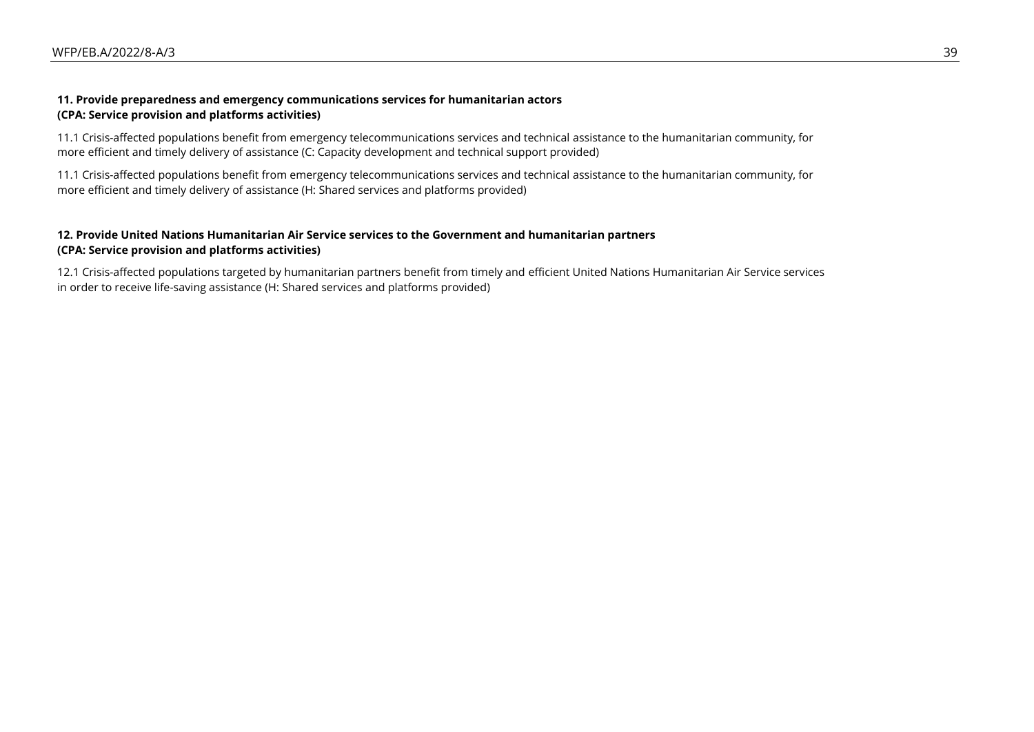**11. Provide preparedness and emergency communications services for humanitarian actors**
**(CPA: Service provision and platforms activities)**

11.1 Crisis-affected populations benefit from emergency telecommunications services and technical assistance to the humanitarian community, for more efficient and timely delivery of assistance (C: Capacity development and technical support provided)

11.1 Crisis-affected populations benefit from emergency telecommunications services and technical assistance to the humanitarian community, for more efficient and timely delivery of assistance (H: Shared services and platforms provided)

**12. Provide United Nations Humanitarian Air Service services to the Government and humanitarian partners**
**(CPA: Service provision and platforms activities)**

12.1 Crisis-affected populations targeted by humanitarian partners benefit from timely and efficient United Nations Humanitarian Air Service services in order to receive life-saving assistance (H: Shared services and platforms provided)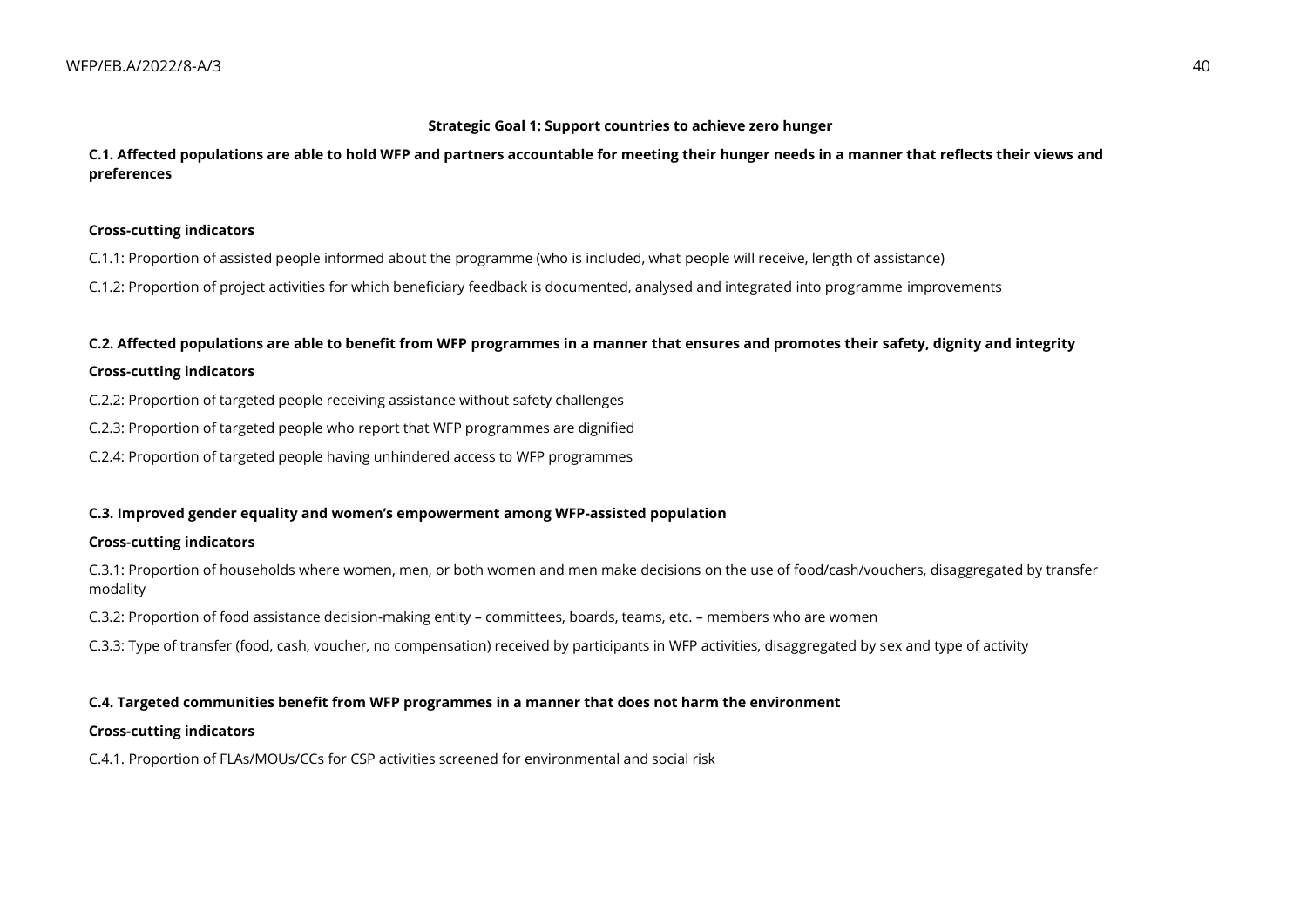**Strategic Goal 1: Support countries to achieve zero hunger**

**C.1. Affected populations are able to hold WFP and partners accountable for meeting their hunger needs in a manner that reflects their views and preferences**

**Cross-cutting indicators**

C.1.1: Proportion of assisted people informed about the programme (who is included, what people will receive, length of assistance)

C.1.2: Proportion of project activities for which beneficiary feedback is documented, analysed and integrated into programme improvements

**C.2. Affected populations are able to benefit from WFP programmes in a manner that ensures and promotes their safety, dignity and integrity**

**Cross-cutting indicators**

C.2.2: Proportion of targeted people receiving assistance without safety challenges

C.2.3: Proportion of targeted people who report that WFP programmes are dignified

C.2.4: Proportion of targeted people having unhindered access to WFP programmes

**C.3. Improved gender equality and women's empowerment among WFP-assisted population**

**Cross-cutting indicators**

C.3.1: Proportion of households where women, men, or both women and men make decisions on the use of food/cash/vouchers, disaggregated by transfer modality

C.3.2: Proportion of food assistance decision-making entity – committees, boards, teams, etc. – members who are women

C.3.3: Type of transfer (food, cash, voucher, no compensation) received by participants in WFP activities, disaggregated by sex and type of activity

**C.4. Targeted communities benefit from WFP programmes in a manner that does not harm the environment**

**Cross-cutting indicators**

C.4.1. Proportion of FLAs/MOUs/CCs for CSP activities screened for environmental and social risk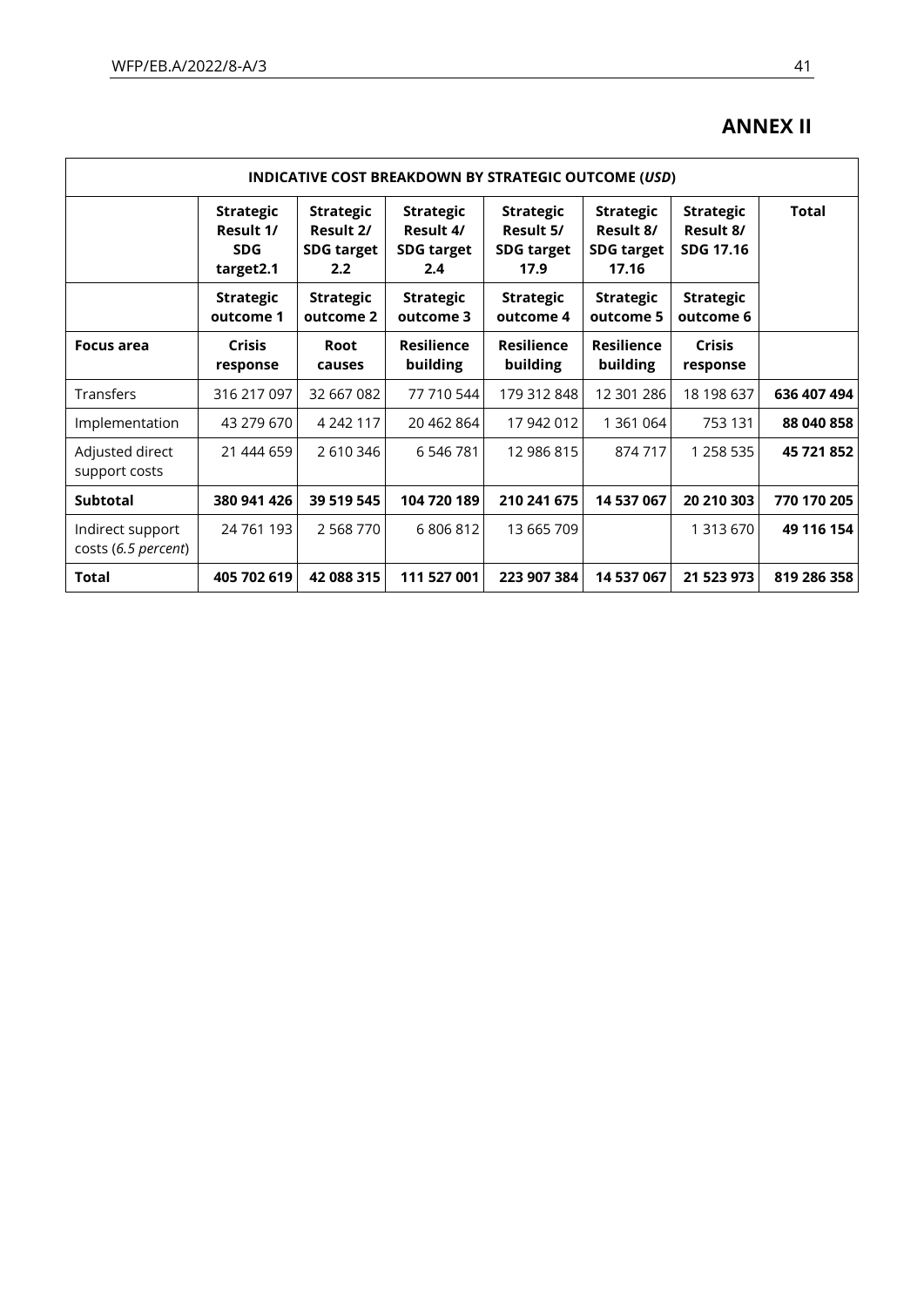# ANNEX II

| INDICATIVE COST BREAKDOWN BY STRATEGIC OUTCOME (*USD*) | | | | | | | |
|---|---|---|---|---|---|---|---|
| | **Strategic Result 1/ SDG target2.1** | **Strategic Result 2/ SDG target 2.2** | **Strategic Result 4/ SDG target 2.4** | **Strategic Result 5/ SDG target 17.9** | **Strategic Result 8/ SDG target 17.16** | **Strategic Result 8/ SDG 17.16** | **Total** |
| | **Strategic outcome 1** | **Strategic outcome 2** | **Strategic outcome 3** | **Strategic outcome 4** | **Strategic outcome 5** | **Strategic outcome 6** | |
| **Focus area** | **Crisis response** | **Root causes** | **Resilience building** | **Resilience building** | **Resilience building** | **Crisis response** | |
| Transfers | 316 217 097 | 32 667 082 | 77 710 544 | 179 312 848 | 12 301 286 | 18 198 637 | **636 407 494** |
| Implementation | 43 279 670 | 4 242 117 | 20 462 864 | 17 942 012 | 1 361 064 | 753 131 | **88 040 858** |
| Adjusted direct support costs | 21 444 659 | 2 610 346 | 6 546 781 | 12 986 815 | 874 717 | 1 258 535 | **45 721 852** |
| **Subtotal** | **380 941 426** | **39 519 545** | **104 720 189** | **210 241 675** | **14 537 067** | **20 210 303** | **770 170 205** |
| Indirect support costs (*6.5 percent*) | 24 761 193 | 2 568 770 | 6 806 812 | 13 665 709 | | 1 313 670 | **49 116 154** |
| **Total** | **405 702 619** | **42 088 315** | **111 527 001** | **223 907 384** | **14 537 067** | **21 523 973** | **819 286 358** |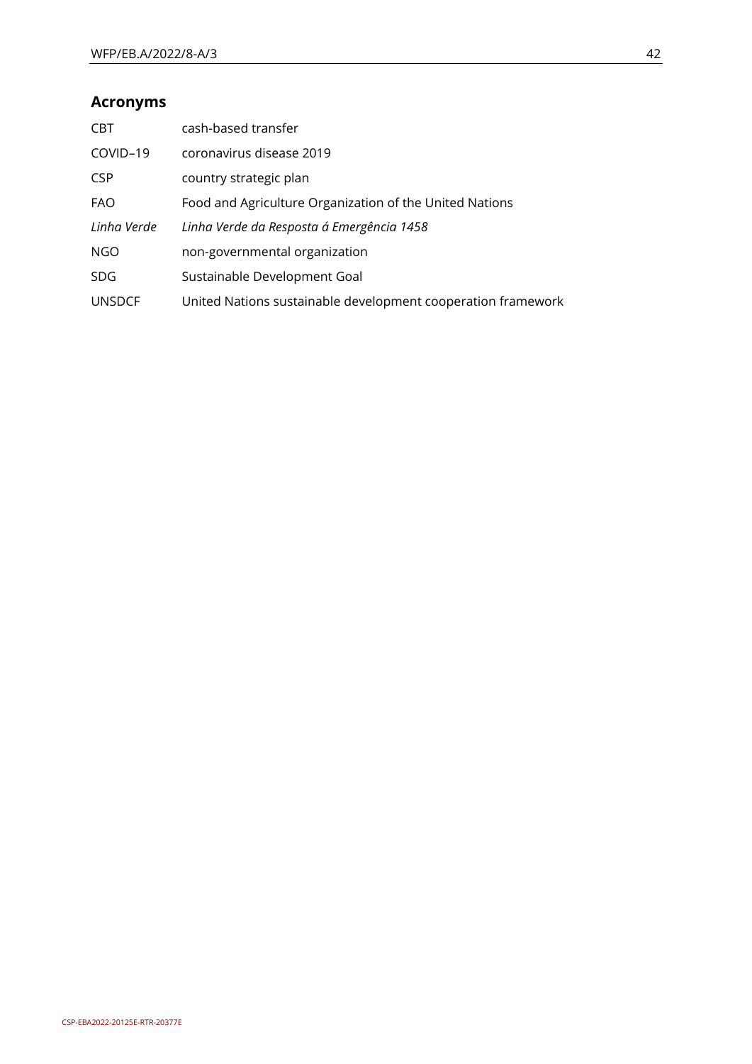## Acronyms

| | |
|---|---|
| CBT | cash-based transfer |
| COVID–19 | coronavirus disease 2019 |
| CSP | country strategic plan |
| FAO | Food and Agriculture Organization of the United Nations |
| *Linha Verde* | *Linha Verde da Resposta á Emergência 1458* |
| NGO | non-governmental organization |
| SDG | Sustainable Development Goal |
| UNSDCF | United Nations sustainable development cooperation framework |

CSP-EBA2022-20125E-RTR-20377E